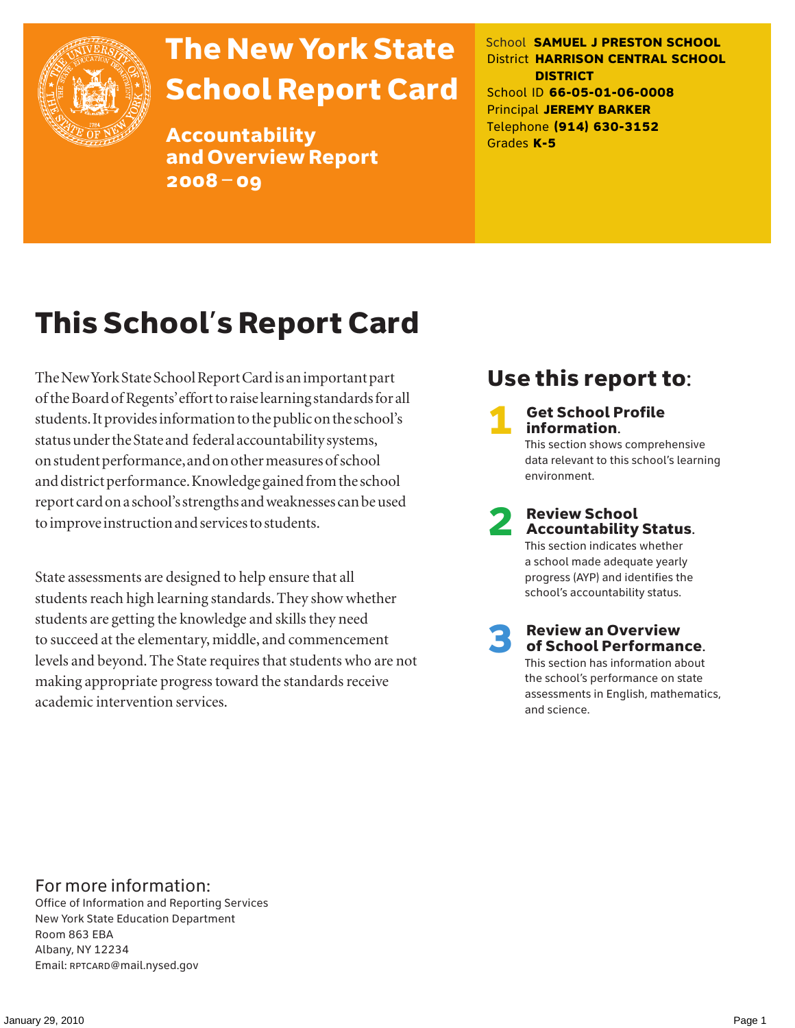# The New York State School Report Card

## Accountability and Overview Report 2008 – 09

School **SAMUEL J PRESTON SCHOOL**
District **HARRISON CENTRAL SCHOOL DISTRICT**
School ID **66-05-01-06-0008**
Principal **JEREMY BARKER**
Telephone **(914) 630-3152**
Grades **K-5**

# This School's Report Card

The New York State School Report Card is an important part of the Board of Regents' effort to raise learning standards for all students. It provides information to the public on the school's status under the State and federal accountability systems, on student performance, and on other measures of school and district performance. Knowledge gained from the school report card on a school's strengths and weaknesses can be used to improve instruction and services to students.

State assessments are designed to help ensure that all students reach high learning standards. They show whether students are getting the knowledge and skills they need to succeed at the elementary, middle, and commencement levels and beyond. The State requires that students who are not making appropriate progress toward the standards receive academic intervention services.

## Use this report to:

1. **Get School Profile information.** This section shows comprehensive data relevant to this school's learning environment.
2. **Review School Accountability Status.** This section indicates whether a school made adequate yearly progress (AYP) and identifies the school's accountability status.
3. **Review an Overview of School Performance.** This section has information about the school's performance on state assessments in English, mathematics, and science.

For more information:
Office of Information and Reporting Services
New York State Education Department
Room 863 EBA
Albany, NY 12234
Email: RPTCARD@mail.nysed.gov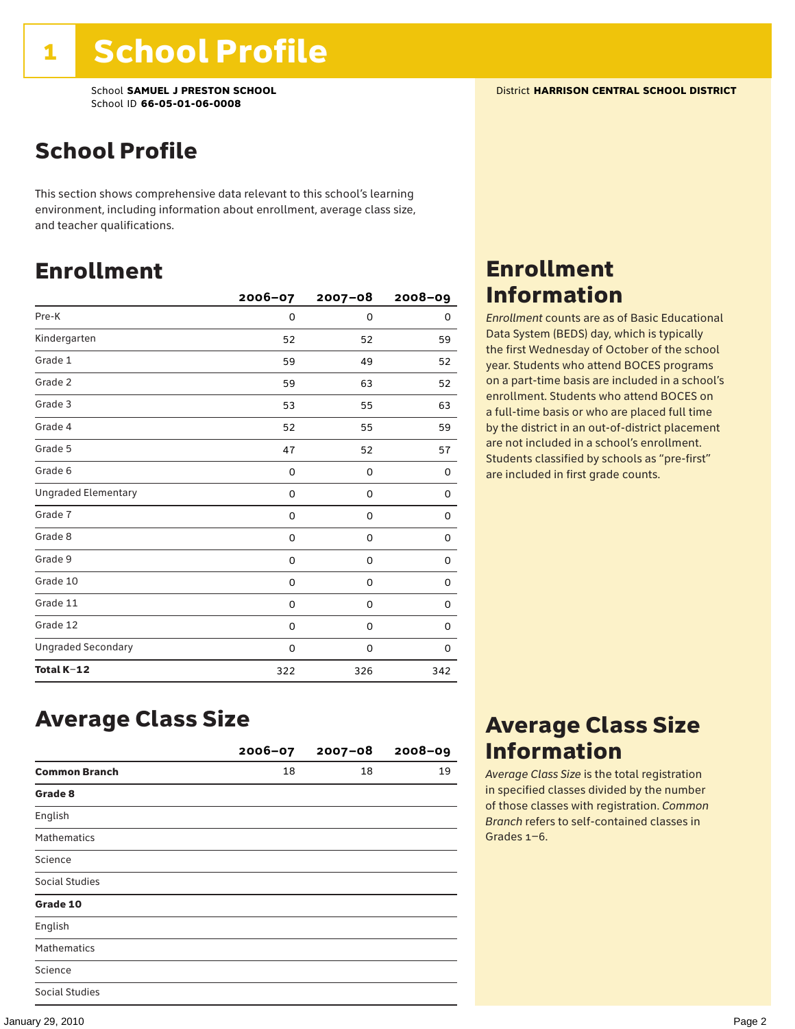# 1 School Profile

School **SAMUEL J PRESTON SCHOOL**
School ID **66-05-01-06-0008**

District **HARRISON CENTRAL SCHOOL DISTRICT**

## School Profile

This section shows comprehensive data relevant to this school's learning environment, including information about enrollment, average class size, and teacher qualifications.

## Enrollment

| | 2006–07 | 2007–08 | 2008–09 |
|---|---|---|---|
| Pre-K | 0 | 0 | 0 |
| Kindergarten | 52 | 52 | 59 |
| Grade 1 | 59 | 49 | 52 |
| Grade 2 | 59 | 63 | 52 |
| Grade 3 | 53 | 55 | 63 |
| Grade 4 | 52 | 55 | 59 |
| Grade 5 | 47 | 52 | 57 |
| Grade 6 | 0 | 0 | 0 |
| Ungraded Elementary | 0 | 0 | 0 |
| Grade 7 | 0 | 0 | 0 |
| Grade 8 | 0 | 0 | 0 |
| Grade 9 | 0 | 0 | 0 |
| Grade 10 | 0 | 0 | 0 |
| Grade 11 | 0 | 0 | 0 |
| Grade 12 | 0 | 0 | 0 |
| Ungraded Secondary | 0 | 0 | 0 |
| **Total K–12** | 322 | 326 | 342 |

## Enrollment Information

*Enrollment* counts are as of Basic Educational Data System (BEDS) day, which is typically the first Wednesday of October of the school year. Students who attend BOCES programs on a part-time basis are included in a school's enrollment. Students who attend BOCES on a full-time basis or who are placed full time by the district in an out-of-district placement are not included in a school's enrollment. Students classified by schools as "pre-first" are included in first grade counts.

## Average Class Size

| | 2006–07 | 2007–08 | 2008–09 |
|---|---|---|---|
| **Common Branch** | 18 | 18 | 19 |
| **Grade 8** | | | |
| English | | | |
| Mathematics | | | |
| Science | | | |
| Social Studies | | | |
| **Grade 10** | | | |
| English | | | |
| Mathematics | | | |
| Science | | | |
| Social Studies | | | |

## Average Class Size Information

*Average Class Size* is the total registration in specified classes divided by the number of those classes with registration. *Common Branch* refers to self-contained classes in Grades 1–6.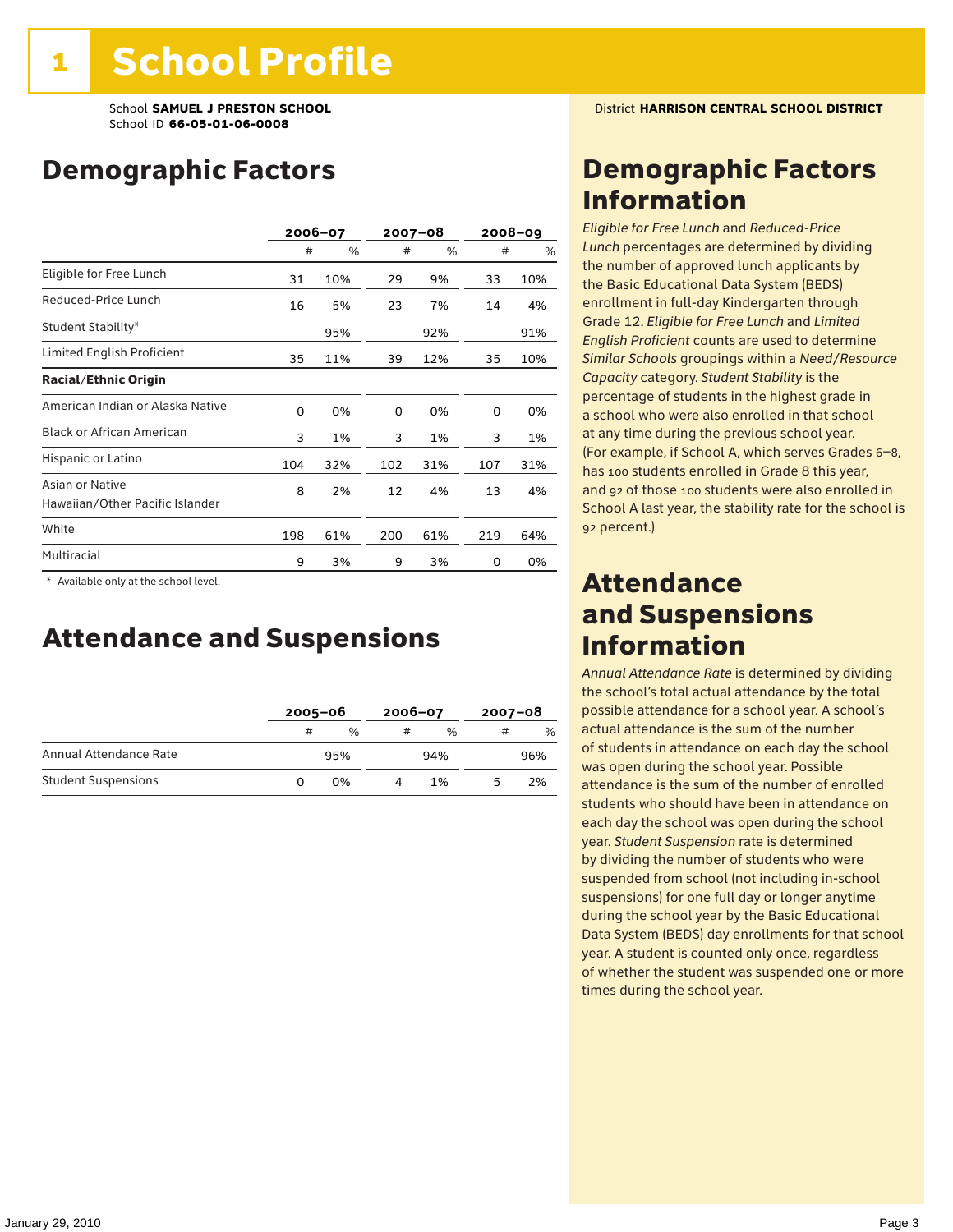# 1 School Profile

School **SAMUEL J PRESTON SCHOOL**
School ID **66-05-01-06-0008**

District **HARRISON CENTRAL SCHOOL DISTRICT**

## Demographic Factors

| | 2006–07 | | 2007–08 | | 2008–09 | |
|---|---|---|---|---|---|---|
| | # | % | # | % | # | % |
| Eligible for Free Lunch | 31 | 10% | 29 | 9% | 33 | 10% |
| Reduced-Price Lunch | 16 | 5% | 23 | 7% | 14 | 4% |
| Student Stability* | | 95% | | 92% | | 91% |
| Limited English Proficient | 35 | 11% | 39 | 12% | 35 | 10% |
| **Racial/Ethnic Origin** | | | | | | |
| American Indian or Alaska Native | 0 | 0% | 0 | 0% | 0 | 0% |
| Black or African American | 3 | 1% | 3 | 1% | 3 | 1% |
| Hispanic or Latino | 104 | 32% | 102 | 31% | 107 | 31% |
| Asian or Native Hawaiian/Other Pacific Islander | 8 | 2% | 12 | 4% | 13 | 4% |
| White | 198 | 61% | 200 | 61% | 219 | 64% |
| Multiracial | 9 | 3% | 9 | 3% | 0 | 0% |

\* Available only at the school level.

## Attendance and Suspensions

| | 2005–06 | | 2006–07 | | 2007–08 | |
|---|---|---|---|---|---|---|
| | # | % | # | % | # | % |
| Annual Attendance Rate | | 95% | | 94% | | 96% |
| Student Suspensions | 0 | 0% | 4 | 1% | 5 | 2% |

## Demographic Factors Information

*Eligible for Free Lunch* and *Reduced-Price Lunch* percentages are determined by dividing the number of approved lunch applicants by the Basic Educational Data System (BEDS) enrollment in full-day Kindergarten through Grade 12. *Eligible for Free Lunch* and *Limited English Proficient* counts are used to determine *Similar Schools* groupings within a *Need/Resource Capacity* category. *Student Stability* is the percentage of students in the highest grade in a school who were also enrolled in that school at any time during the previous school year. (For example, if School A, which serves Grades 6–8, has 100 students enrolled in Grade 8 this year, and 92 of those 100 students were also enrolled in School A last year, the stability rate for the school is 92 percent.)

## Attendance and Suspensions Information

*Annual Attendance Rate* is determined by dividing the school's total actual attendance by the total possible attendance for a school year. A school's actual attendance is the sum of the number of students in attendance on each day the school was open during the school year. Possible attendance is the sum of the number of enrolled students who should have been in attendance on each day the school was open during the school year. *Student Suspension* rate is determined by dividing the number of students who were suspended from school (not including in-school suspensions) for one full day or longer anytime during the school year by the Basic Educational Data System (BEDS) day enrollments for that school year. A student is counted only once, regardless of whether the student was suspended one or more times during the school year.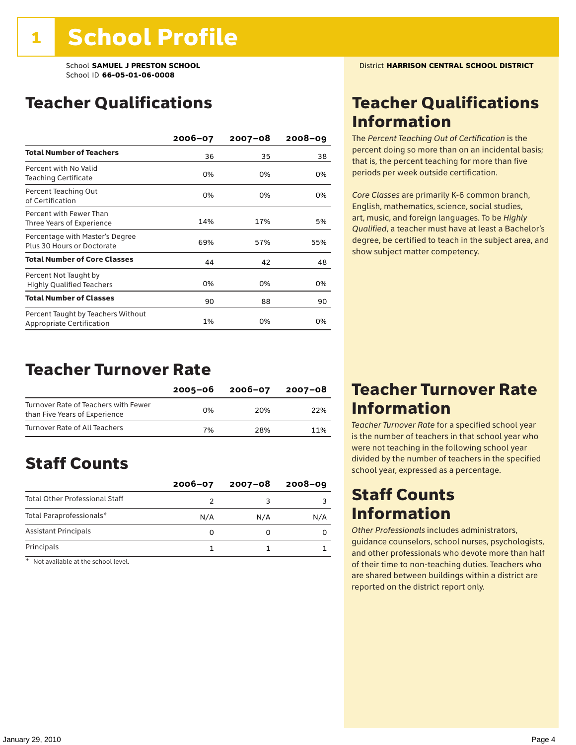# 1 School Profile

School **SAMUEL J PRESTON SCHOOL**
School ID **66-05-01-06-0008**

District **HARRISON CENTRAL SCHOOL DISTRICT**

## Teacher Qualifications

| | 2006–07 | 2007–08 | 2008–09 |
|---|---|---|---|
| **Total Number of Teachers** | 36 | 35 | 38 |
| Percent with No Valid Teaching Certificate | 0% | 0% | 0% |
| Percent Teaching Out of Certification | 0% | 0% | 0% |
| Percent with Fewer Than Three Years of Experience | 14% | 17% | 5% |
| Percentage with Master's Degree Plus 30 Hours or Doctorate | 69% | 57% | 55% |
| **Total Number of Core Classes** | 44 | 42 | 48 |
| Percent Not Taught by Highly Qualified Teachers | 0% | 0% | 0% |
| **Total Number of Classes** | 90 | 88 | 90 |
| Percent Taught by Teachers Without Appropriate Certification | 1% | 0% | 0% |

## Teacher Qualifications Information

The *Percent Teaching Out of Certification* is the percent doing so more than on an incidental basis; that is, the percent teaching for more than five periods per week outside certification.

*Core Classes* are primarily K-6 common branch, English, mathematics, science, social studies, art, music, and foreign languages. To be *Highly Qualified*, a teacher must have at least a Bachelor's degree, be certified to teach in the subject area, and show subject matter competency.

## Teacher Turnover Rate

| | 2005–06 | 2006–07 | 2007–08 |
|---|---|---|---|
| Turnover Rate of Teachers with Fewer than Five Years of Experience | 0% | 20% | 22% |
| Turnover Rate of All Teachers | 7% | 28% | 11% |

## Teacher Turnover Rate Information

*Teacher Turnover Rate* for a specified school year is the number of teachers in that school year who were not teaching in the following school year divided by the number of teachers in the specified school year, expressed as a percentage.

## Staff Counts

| | 2006–07 | 2007–08 | 2008–09 |
|---|---|---|---|
| Total Other Professional Staff | 2 | 3 | 3 |
| Total Paraprofessionals* | N/A | N/A | N/A |
| Assistant Principals | 0 | 0 | 0 |
| Principals | 1 | 1 | 1 |

\* Not available at the school level.

## Staff Counts Information

*Other Professionals* includes administrators, guidance counselors, school nurses, psychologists, and other professionals who devote more than half of their time to non-teaching duties. Teachers who are shared between buildings within a district are reported on the district report only.

January 29, 2010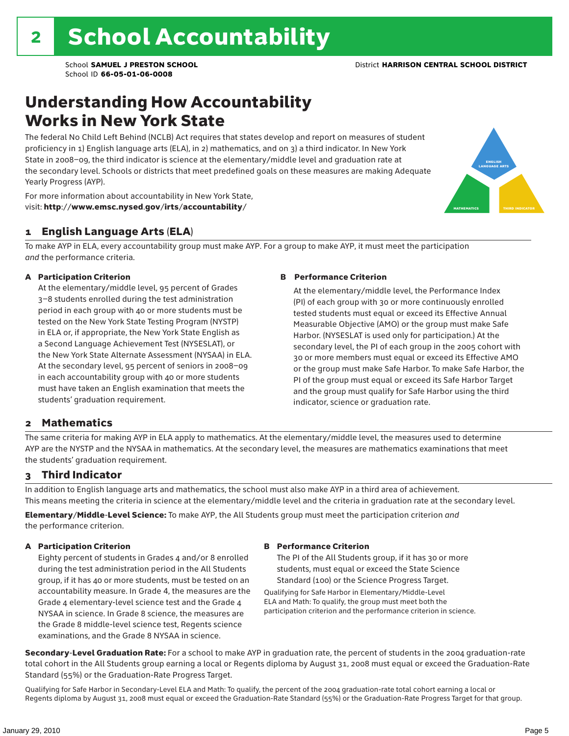# 2 School Accountability

School **SAMUEL J PRESTON SCHOOL** District **HARRISON CENTRAL SCHOOL DISTRICT**
School ID **66-05-01-06-0008**

## Understanding How Accountability Works in New York State

The federal No Child Left Behind (NCLB) Act requires that states develop and report on measures of student proficiency in 1) English language arts (ELA), in 2) mathematics, and on 3) a third indicator. In New York State in 2008–09, the third indicator is science at the elementary/middle level and graduation rate at the secondary level. Schools or districts that meet predefined goals on these measures are making Adequate Yearly Progress (AYP).

For more information about accountability in New York State, visit: **http://www.emsc.nysed.gov/irts/accountability/**

### 1 English Language Arts (ELA)

To make AYP in ELA, every accountability group must make AYP. For a group to make AYP, it must meet the participation *and* the performance criteria.

**A Participation Criterion**

At the elementary/middle level, 95 percent of Grades 3–8 students enrolled during the test administration period in each group with 40 or more students must be tested on the New York State Testing Program (NYSTP) in ELA or, if appropriate, the New York State English as a Second Language Achievement Test (NYSESLAT), or the New York State Alternate Assessment (NYSAA) in ELA. At the secondary level, 95 percent of seniors in 2008–09 in each accountability group with 40 or more students must have taken an English examination that meets the students' graduation requirement.

**B Performance Criterion**

At the elementary/middle level, the Performance Index (PI) of each group with 30 or more continuously enrolled tested students must equal or exceed its Effective Annual Measurable Objective (AMO) or the group must make Safe Harbor. (NYSESLAT is used only for participation.) At the secondary level, the PI of each group in the 2005 cohort with 30 or more members must equal or exceed its Effective AMO or the group must make Safe Harbor. To make Safe Harbor, the PI of the group must equal or exceed its Safe Harbor Target and the group must qualify for Safe Harbor using the third indicator, science or graduation rate.

### 2 Mathematics

The same criteria for making AYP in ELA apply to mathematics. At the elementary/middle level, the measures used to determine AYP are the NYSTP and the NYSAA in mathematics. At the secondary level, the measures are mathematics examinations that meet the students' graduation requirement.

### 3 Third Indicator

In addition to English language arts and mathematics, the school must also make AYP in a third area of achievement. This means meeting the criteria in science at the elementary/middle level and the criteria in graduation rate at the secondary level.

**Elementary/Middle-Level Science:** To make AYP, the All Students group must meet the participation criterion *and* the performance criterion.

**A Participation Criterion**

Eighty percent of students in Grades 4 and/or 8 enrolled during the test administration period in the All Students group, if it has 40 or more students, must be tested on an accountability measure. In Grade 4, the measures are the Grade 4 elementary-level science test and the Grade 4 NYSAA in science. In Grade 8 science, the measures are the Grade 8 middle-level science test, Regents science examinations, and the Grade 8 NYSAA in science.

**B Performance Criterion**

The PI of the All Students group, if it has 30 or more students, must equal or exceed the State Science Standard (100) or the Science Progress Target.

Qualifying for Safe Harbor in Elementary/Middle-Level ELA and Math: To qualify, the group must meet both the participation criterion and the performance criterion in science.

**Secondary-Level Graduation Rate:** For a school to make AYP in graduation rate, the percent of students in the 2004 graduation-rate total cohort in the All Students group earning a local or Regents diploma by August 31, 2008 must equal or exceed the Graduation-Rate Standard (55%) or the Graduation-Rate Progress Target.

Qualifying for Safe Harbor in Secondary-Level ELA and Math: To qualify, the percent of the 2004 graduation-rate total cohort earning a local or Regents diploma by August 31, 2008 must equal or exceed the Graduation-Rate Standard (55%) or the Graduation-Rate Progress Target for that group.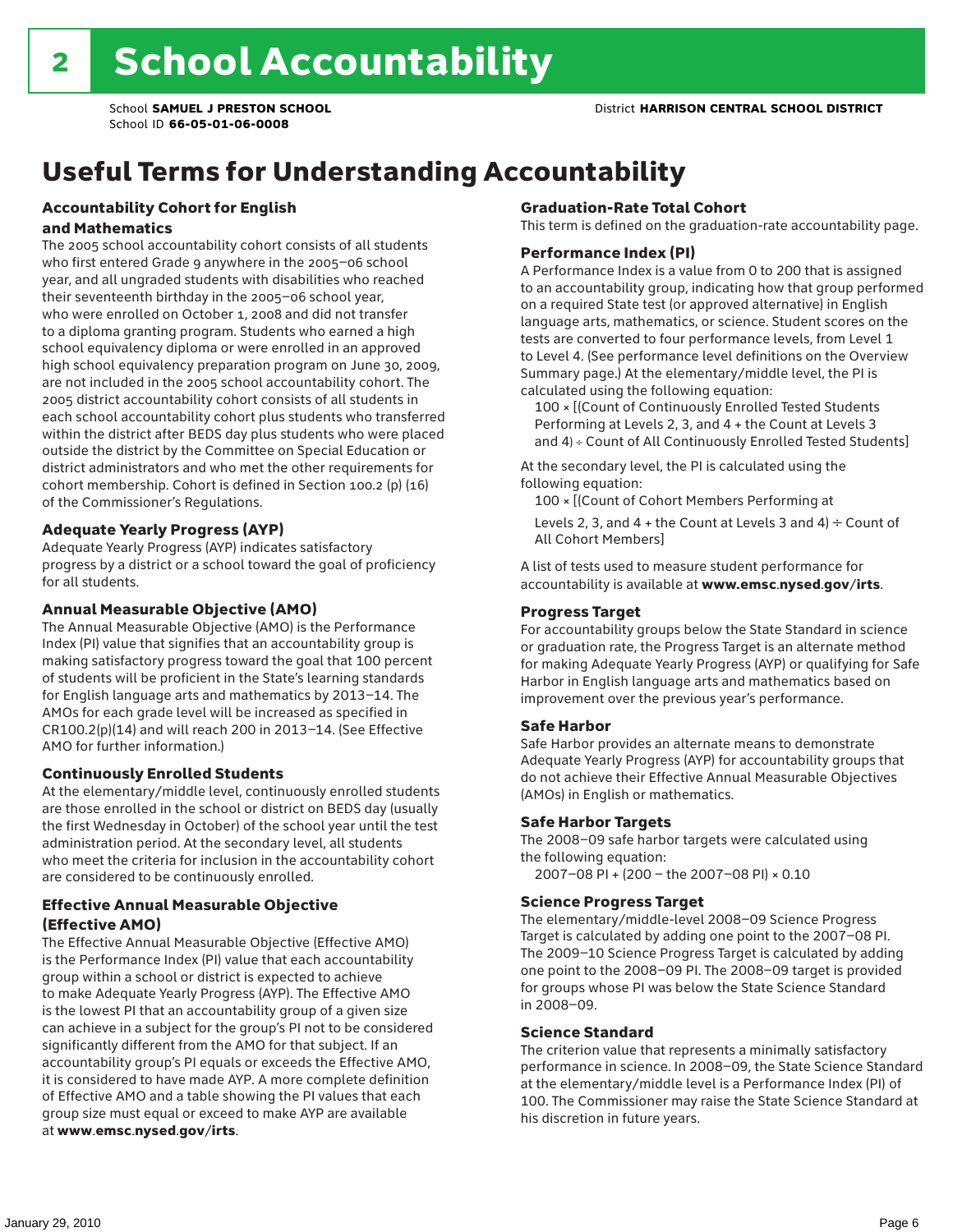# 2 School Accountability

School **SAMUEL J PRESTON SCHOOL**
School ID **66-05-01-06-0008**

District **HARRISON CENTRAL SCHOOL DISTRICT**

## Useful Terms for Understanding Accountability

### Accountability Cohort for English and Mathematics

The 2005 school accountability cohort consists of all students who first entered Grade 9 anywhere in the 2005–06 school year, and all ungraded students with disabilities who reached their seventeenth birthday in the 2005–06 school year, who were enrolled on October 1, 2008 and did not transfer to a diploma granting program. Students who earned a high school equivalency diploma or were enrolled in an approved high school equivalency preparation program on June 30, 2009, are not included in the 2005 school accountability cohort. The 2005 district accountability cohort consists of all students in each school accountability cohort plus students who transferred within the district after BEDS day plus students who were placed outside the district by the Committee on Special Education or district administrators and who met the other requirements for cohort membership. Cohort is defined in Section 100.2 (p) (16) of the Commissioner's Regulations.

### Adequate Yearly Progress (AYP)

Adequate Yearly Progress (AYP) indicates satisfactory progress by a district or a school toward the goal of proficiency for all students.

### Annual Measurable Objective (AMO)

The Annual Measurable Objective (AMO) is the Performance Index (PI) value that signifies that an accountability group is making satisfactory progress toward the goal that 100 percent of students will be proficient in the State's learning standards for English language arts and mathematics by 2013–14. The AMOs for each grade level will be increased as specified in CR100.2(p)(14) and will reach 200 in 2013–14. (See Effective AMO for further information.)

### Continuously Enrolled Students

At the elementary/middle level, continuously enrolled students are those enrolled in the school or district on BEDS day (usually the first Wednesday in October) of the school year until the test administration period. At the secondary level, all students who meet the criteria for inclusion in the accountability cohort are considered to be continuously enrolled.

### Effective Annual Measurable Objective (Effective AMO)

The Effective Annual Measurable Objective (Effective AMO) is the Performance Index (PI) value that each accountability group within a school or district is expected to achieve to make Adequate Yearly Progress (AYP). The Effective AMO is the lowest PI that an accountability group of a given size can achieve in a subject for the group's PI not to be considered significantly different from the AMO for that subject. If an accountability group's PI equals or exceeds the Effective AMO, it is considered to have made AYP. A more complete definition of Effective AMO and a table showing the PI values that each group size must equal or exceed to make AYP are available at **www.emsc.nysed.gov/irts**.

### Graduation-Rate Total Cohort

This term is defined on the graduation-rate accountability page.

### Performance Index (PI)

A Performance Index is a value from 0 to 200 that is assigned to an accountability group, indicating how that group performed on a required State test (or approved alternative) in English language arts, mathematics, or science. Student scores on the tests are converted to four performance levels, from Level 1 to Level 4. (See performance level definitions on the Overview Summary page.) At the elementary/middle level, the PI is calculated using the following equation:

100 × [(Count of Continuously Enrolled Tested Students Performing at Levels 2, 3, and 4 + the Count at Levels 3 and 4) ÷ Count of All Continuously Enrolled Tested Students]

At the secondary level, the PI is calculated using the following equation:

100 × [(Count of Cohort Members Performing at Levels 2, 3, and 4 + the Count at Levels 3 and 4) ÷ Count of All Cohort Members]

A list of tests used to measure student performance for accountability is available at **www.emsc.nysed.gov/irts**.

### Progress Target

For accountability groups below the State Standard in science or graduation rate, the Progress Target is an alternate method for making Adequate Yearly Progress (AYP) or qualifying for Safe Harbor in English language arts and mathematics based on improvement over the previous year's performance.

### Safe Harbor

Safe Harbor provides an alternate means to demonstrate Adequate Yearly Progress (AYP) for accountability groups that do not achieve their Effective Annual Measurable Objectives (AMOs) in English or mathematics.

### Safe Harbor Targets

The 2008–09 safe harbor targets were calculated using the following equation:

2007–08 PI + (200 – the 2007–08 PI) × 0.10

### Science Progress Target

The elementary/middle-level 2008–09 Science Progress Target is calculated by adding one point to the 2007–08 PI. The 2009–10 Science Progress Target is calculated by adding one point to the 2008–09 PI. The 2008–09 target is provided for groups whose PI was below the State Science Standard in 2008–09.

### Science Standard

The criterion value that represents a minimally satisfactory performance in science. In 2008–09, the State Science Standard at the elementary/middle level is a Performance Index (PI) of 100. The Commissioner may raise the State Science Standard at his discretion in future years.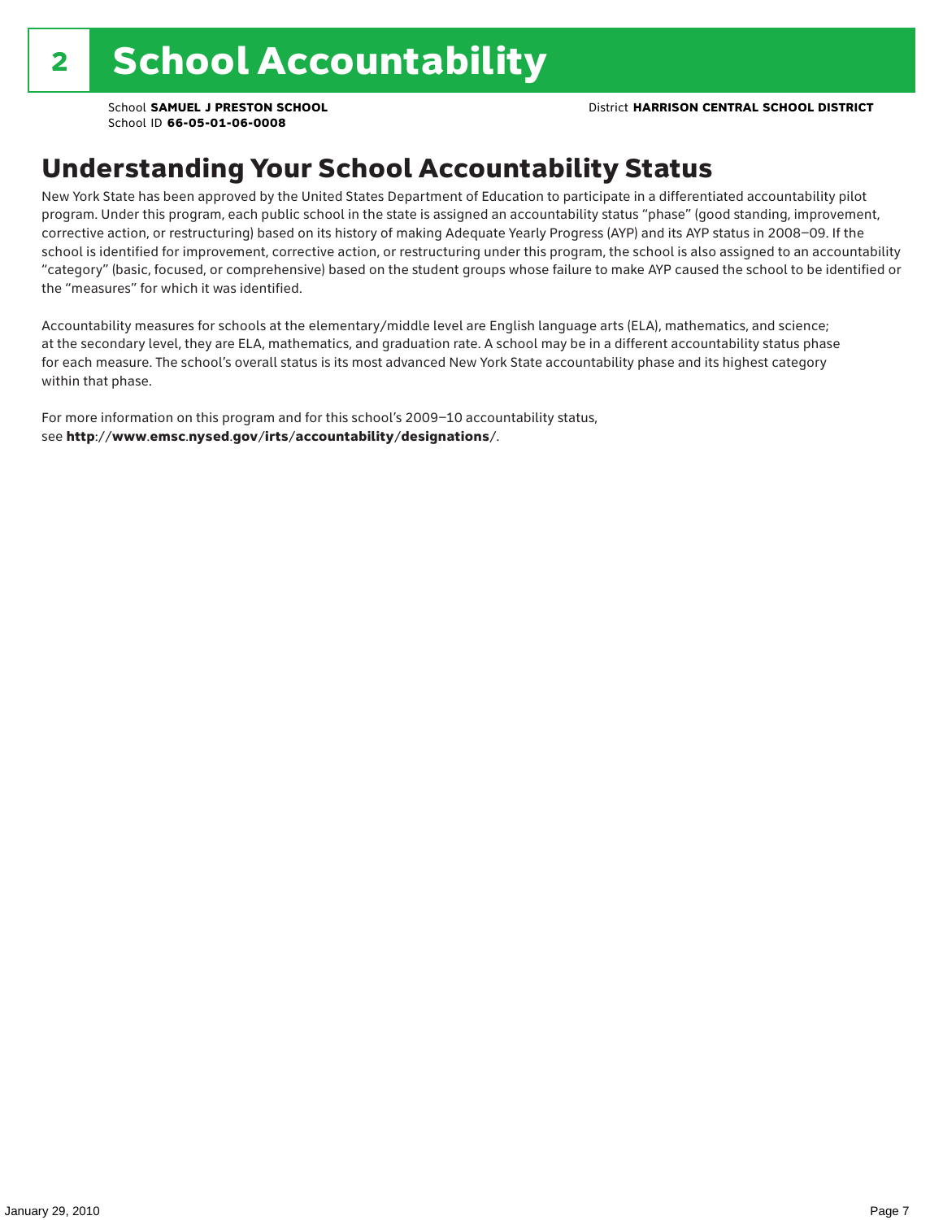# 2 School Accountability

School **SAMUEL J PRESTON SCHOOL**
School ID **66-05-01-06-0008**

District **HARRISON CENTRAL SCHOOL DISTRICT**

## Understanding Your School Accountability Status

New York State has been approved by the United States Department of Education to participate in a differentiated accountability pilot program. Under this program, each public school in the state is assigned an accountability status "phase" (good standing, improvement, corrective action, or restructuring) based on its history of making Adequate Yearly Progress (AYP) and its AYP status in 2008–09. If the school is identified for improvement, corrective action, or restructuring under this program, the school is also assigned to an accountability "category" (basic, focused, or comprehensive) based on the student groups whose failure to make AYP caused the school to be identified or the "measures" for which it was identified.

Accountability measures for schools at the elementary/middle level are English language arts (ELA), mathematics, and science; at the secondary level, they are ELA, mathematics, and graduation rate. A school may be in a different accountability status phase for each measure. The school's overall status is its most advanced New York State accountability phase and its highest category within that phase.

For more information on this program and for this school's 2009–10 accountability status, see **http://www.emsc.nysed.gov/irts/accountability/designations/**.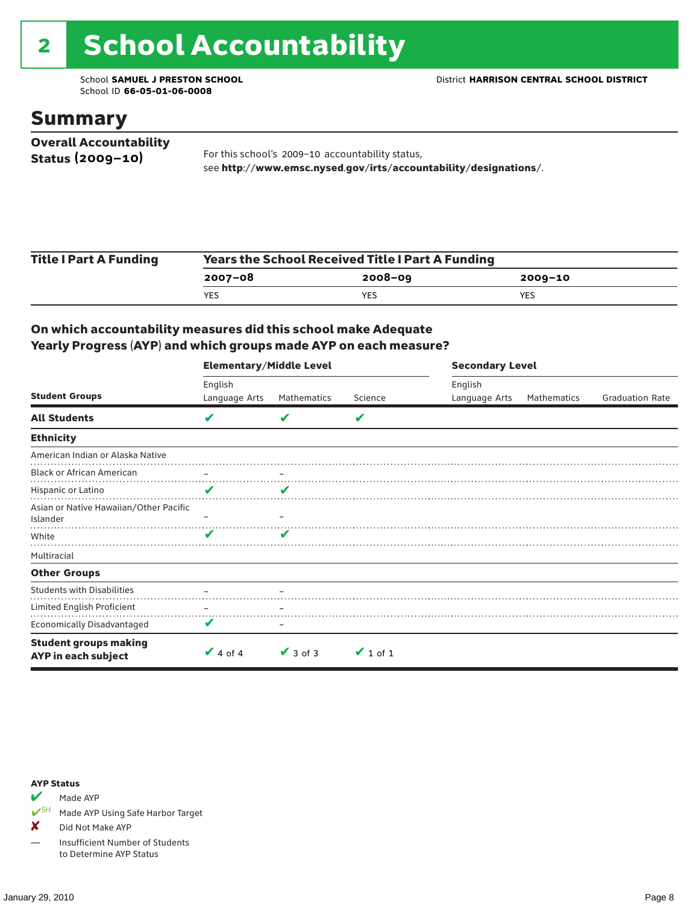# 2 School Accountability

School **SAMUEL J PRESTON SCHOOL**
School ID **66-05-01-06-0008**

District **HARRISON CENTRAL SCHOOL DISTRICT**

## Summary

**Overall Accountability Status (2009–10)**

For this school's 2009–10 accountability status, see **http://www.emsc.nysed.gov/irts/accountability/designations/**.

**Title I Part A Funding**

| Years the School Received Title I Part A Funding | | |
|---|---|---|
| 2007–08 | 2008–09 | 2009–10 |
| YES | YES | YES |

### On which accountability measures did this school make Adequate Yearly Progress (AYP) and which groups made AYP on each measure?

| | Elementary/Middle Level | | | Secondary Level | | |
|---|---|---|---|---|---|---|
| Student Groups | English Language Arts | Mathematics | Science | English Language Arts | Mathematics | Graduation Rate |
| **All Students** | ✔ | ✔ | ✔ | | | |
| **Ethnicity** | | | | | | |
| American Indian or Alaska Native | | | | | | |
| Black or African American | – | – | | | | |
| Hispanic or Latino | ✔ | ✔ | | | | |
| Asian or Native Hawaiian/Other Pacific Islander | – | – | | | | |
| White | ✔ | ✔ | | | | |
| Multiracial | | | | | | |
| **Other Groups** | | | | | | |
| Students with Disabilities | – | – | | | | |
| Limited English Proficient | – | – | | | | |
| Economically Disadvantaged | ✔ | – | | | | |
| **Student groups making AYP in each subject** | ✔ 4 of 4 | ✔ 3 of 3 | ✔ 1 of 1 | | | |

**AYP Status**

- ✔ Made AYP
- ✔SH Made AYP Using Safe Harbor Target
- ✘ Did Not Make AYP
- — Insufficient Number of Students to Determine AYP Status

January 29, 2010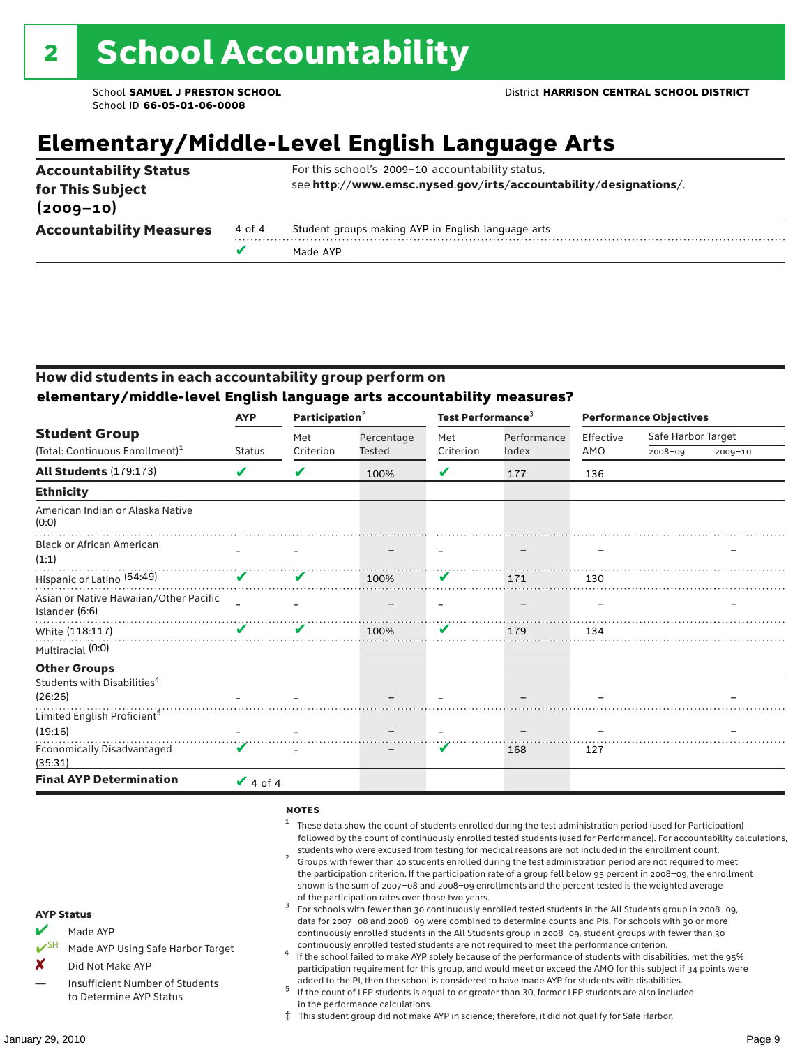# 2 School Accountability

School **SAMUEL J PRESTON SCHOOL**
School ID **66-05-01-06-0008**

District **HARRISON CENTRAL SCHOOL DISTRICT**

## Elementary/Middle-Level English Language Arts

| | | |
|---|---|---|
| **Accountability Status for This Subject (2009–10)** | | For this school's 2009–10 accountability status, see **http://www.emsc.nysed.gov/irts/accountability/designations/**. |
| **Accountability Measures** | 4 of 4 | Student groups making AYP in English language arts |
| | ✔ | Made AYP |

### How did students in each accountability group perform on elementary/middle-level English language arts accountability measures?

| Student Group (Total: Continuous Enrollment)[1] | AYP Status | Participation[2] Met Criterion | Participation[2] Percentage Tested | Test Performance[3] Met Criterion | Test Performance[3] Performance Index | Performance Objectives Effective AMO | Safe Harbor Target 2008–09 | Safe Harbor Target 2009–10 |
|---|---|---|---|---|---|---|---|---|
| **All Students** (179:173) | ✔ | ✔ | 100% | ✔ | 177 | 136 | | |
| **Ethnicity** | | | | | | | | |
| American Indian or Alaska Native (0:0) | | | | | | | | |
| Black or African American (1:1) | – | – | – | – | – | – | | – |
| Hispanic or Latino (54:49) | ✔ | ✔ | 100% | ✔ | 171 | 130 | | |
| Asian or Native Hawaiian/Other Pacific Islander (6:6) | – | – | – | – | – | – | | – |
| White (118:117) | ✔ | ✔ | 100% | ✔ | 179 | 134 | | |
| Multiracial (0:0) | | | | | | | | |
| **Other Groups** | | | | | | | | |
| Students with Disabilities[4] (26:26) | – | – | – | – | – | – | | – |
| Limited English Proficient[5] (19:16) | – | – | – | – | – | – | | – |
| Economically Disadvantaged (35:31) | ✔ | – | – | ✔ | 168 | 127 | | |
| **Final AYP Determination** | ✔ 4 of 4 | | | | | | | |

**AYP Status**

- ✔ Made AYP
- ✔SH Made AYP Using Safe Harbor Target
- ✘ Did Not Make AYP
- — Insufficient Number of Students to Determine AYP Status

**NOTES**

1. These data show the count of students enrolled during the test administration period (used for Participation) followed by the count of continuously enrolled tested students (used for Performance). For accountability calculations, students who were excused from testing for medical reasons are not included in the enrollment count.
2. Groups with fewer than 40 students enrolled during the test administration period are not required to meet the participation criterion. If the participation rate of a group fell below 95 percent in 2008–09, the enrollment shown is the sum of 2007–08 and 2008–09 enrollments and the percent tested is the weighted average of the participation rates over those two years.
3. For schools with fewer than 30 continuously enrolled tested students in the All Students group in 2008–09, data for 2007–08 and 2008–09 were combined to determine counts and PIs. For schools with 30 or more continuously enrolled students in the All Students group in 2008–09, student groups with fewer than 30 continuously enrolled tested students are not required to meet the performance criterion.
4. If the school failed to make AYP solely because of the performance of students with disabilities, met the 95% participation requirement for this group, and would meet or exceed the AMO for this subject if 34 points were added to the PI, then the school is considered to have made AYP for students with disabilities.
5. If the count of LEP students is equal to or greater than 30, former LEP students are also included in the performance calculations.

‡ This student group did not make AYP in science; therefore, it did not qualify for Safe Harbor.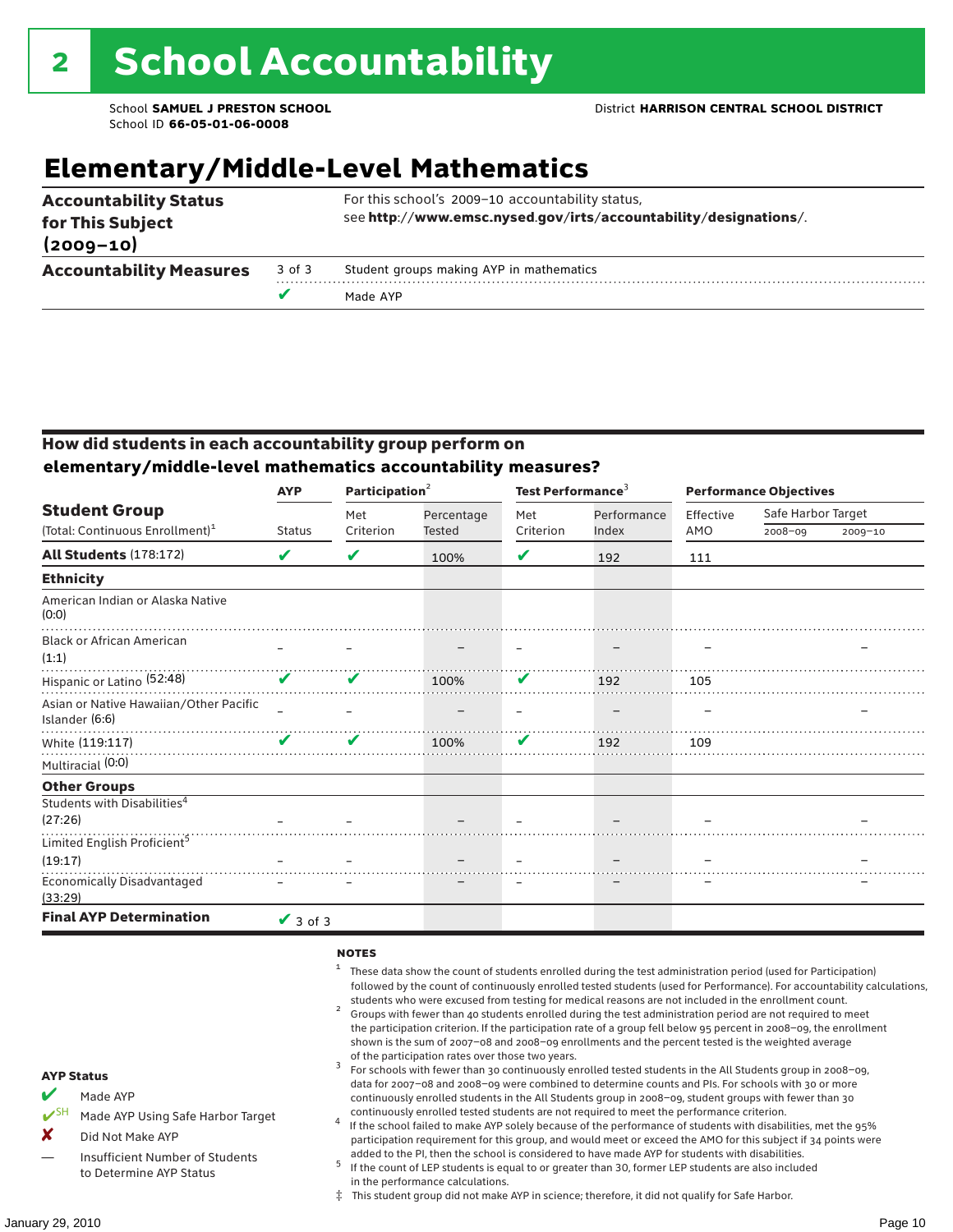# 2 School Accountability

School **SAMUEL J PRESTON SCHOOL**
School ID **66-05-01-06-0008**

District **HARRISON CENTRAL SCHOOL DISTRICT**

## Elementary/Middle-Level Mathematics

| **Accountability Status for This Subject (2009–10)** | For this school's 2009–10 accountability status, see **http://www.emsc.nysed.gov/irts/accountability/designations/**. |
|---|---|

**Accountability Measures**

| | |
|---|---|
| 3 of 3 | Student groups making AYP in mathematics |
| ✔ | Made AYP |

### How did students in each accountability group perform on elementary/middle-level mathematics accountability measures?

| Student Group (Total: Continuous Enrollment)[1] | AYP Status | Participation[2] Met Criterion | Participation[2] Percentage Tested | Test Performance[3] Met Criterion | Test Performance[3] Performance Index | Performance Objectives Effective AMO | Safe Harbor Target 2008–09 | Safe Harbor Target 2009–10 |
|---|---|---|---|---|---|---|---|---|
| **All Students** (178:172) | ✔ | ✔ | 100% | ✔ | 192 | 111 | | |
| **Ethnicity** | | | | | | | | |
| American Indian or Alaska Native (0:0) | | | | | | | | |
| Black or African American (1:1) | – | – | – | – | – | – | | – |
| Hispanic or Latino (52:48) | ✔ | ✔ | 100% | ✔ | 192 | 105 | | |
| Asian or Native Hawaiian/Other Pacific Islander (6:6) | – | – | – | – | – | – | | – |
| White (119:117) | ✔ | ✔ | 100% | ✔ | 192 | 109 | | |
| Multiracial (0:0) | | | | | | | | |
| **Other Groups** | | | | | | | | |
| Students with Disabilities[4] (27:26) | – | – | – | – | – | – | | – |
| Limited English Proficient[5] (19:17) | – | – | – | – | – | – | | – |
| Economically Disadvantaged (33:29) | – | – | – | – | – | – | | – |
| **Final AYP Determination** | ✔ 3 of 3 | | | | | | | |

**AYP Status**

- ✔ Made AYP
- ✔SH Made AYP Using Safe Harbor Target
- ✘ Did Not Make AYP
- — Insufficient Number of Students to Determine AYP Status

**NOTES**

1. These data show the count of students enrolled during the test administration period (used for Participation) followed by the count of continuously enrolled tested students (used for Performance). For accountability calculations, students who were excused from testing for medical reasons are not included in the enrollment count.
2. Groups with fewer than 40 students enrolled during the test administration period are not required to meet the participation criterion. If the participation rate of a group fell below 95 percent in 2008–09, the enrollment shown is the sum of 2007–08 and 2008–09 enrollments and the percent tested is the weighted average of the participation rates over those two years.
3. For schools with fewer than 30 continuously enrolled tested students in the All Students group in 2008–09, data for 2007–08 and 2008–09 were combined to determine counts and PIs. For schools with 30 or more continuously enrolled students in the All Students group in 2008–09, student groups with fewer than 30 continuously enrolled tested students are not required to meet the performance criterion.
4. If the school failed to make AYP solely because of the performance of students with disabilities, met the 95% participation requirement for this group, and would meet or exceed the AMO for this subject if 34 points were added to the PI, then the school is considered to have made AYP for students with disabilities.
5. If the count of LEP students is equal to or greater than 30, former LEP students are also included in the performance calculations.

‡ This student group did not make AYP in science; therefore, it did not qualify for Safe Harbor.

January 29, 2010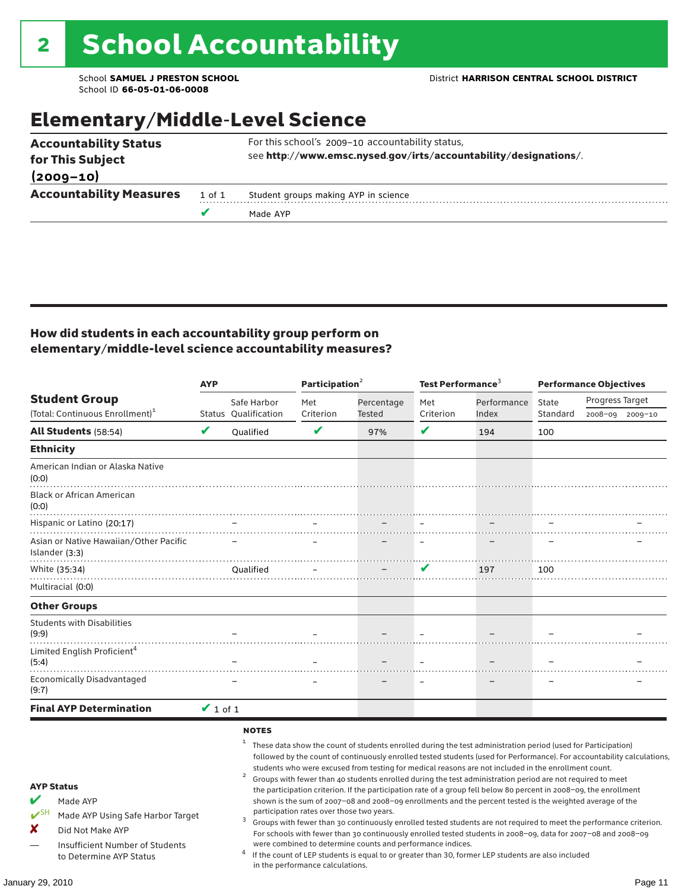# 2 School Accountability

School **SAMUEL J PRESTON SCHOOL**
School ID **66-05-01-06-0008**

District **HARRISON CENTRAL SCHOOL DISTRICT**

## Elementary/Middle-Level Science

| **Accountability Status for This Subject (2009–10)** | | For this school's 2009–10 accountability status, see **http://www.emsc.nysed.gov/irts/accountability/designations/**. |
|---|---|---|
| **Accountability Measures** | 1 of 1 | Student groups making AYP in science |
| | ✔ | Made AYP |

### How did students in each accountability group perform on elementary/middle-level science accountability measures?

| Student Group | AYP | | Participation[2] | | Test Performance[3] | | Performance Objectives | | |
|---|---|---|---|---|---|---|---|---|---|
| (Total: Continuous Enrollment)[1] | Status | Safe Harbor Qualification | Met Criterion | Percentage Tested | Met Criterion | Performance Index | State Standard | Progress Target 2008–09 | Progress Target 2009–10 |
| **All Students** (58:54) | ✔ | Qualified | ✔ | 97% | ✔ | 194 | 100 | | |
| **Ethnicity** | | | | | | | | | |
| American Indian or Alaska Native (0:0) | | | | | | | | | |
| Black or African American (0:0) | | | | | | | | | |
| Hispanic or Latino (20:17) | – | | – | – | – | – | – | | – |
| Asian or Native Hawaiian/Other Pacific Islander (3:3) | – | | – | – | – | – | – | | – |
| White (35:34) | | Qualified | – | – | ✔ | 197 | 100 | | |
| Multiracial (0:0) | | | | | | | | | |
| **Other Groups** | | | | | | | | | |
| Students with Disabilities (9:9) | – | | – | – | – | – | – | | – |
| Limited English Proficient[4] (5:4) | – | | – | – | – | – | – | | – |
| Economically Disadvantaged (9:7) | – | | – | – | – | – | – | | – |
| **Final AYP Determination** | ✔ 1 of 1 | | | | | | | | |

**AYP Status**

- ✔ Made AYP
- ✔SH Made AYP Using Safe Harbor Target
- ✘ Did Not Make AYP
- — Insufficient Number of Students to Determine AYP Status

**NOTES**

1 These data show the count of students enrolled during the test administration period (used for Participation) followed by the count of continuously enrolled tested students (used for Performance). For accountability calculations, students who were excused from testing for medical reasons are not included in the enrollment count.

2 Groups with fewer than 40 students enrolled during the test administration period are not required to meet the participation criterion. If the participation rate of a group fell below 80 percent in 2008–09, the enrollment shown is the sum of 2007–08 and 2008–09 enrollments and the percent tested is the weighted average of the participation rates over those two years.

3 Groups with fewer than 30 continuously enrolled tested students are not required to meet the performance criterion. For schools with fewer than 30 continuously enrolled tested students in 2008–09, data for 2007–08 and 2008–09 were combined to determine counts and performance indices.

4 If the count of LEP students is equal to or greater than 30, former LEP students are also included in the performance calculations.

January 29, 2010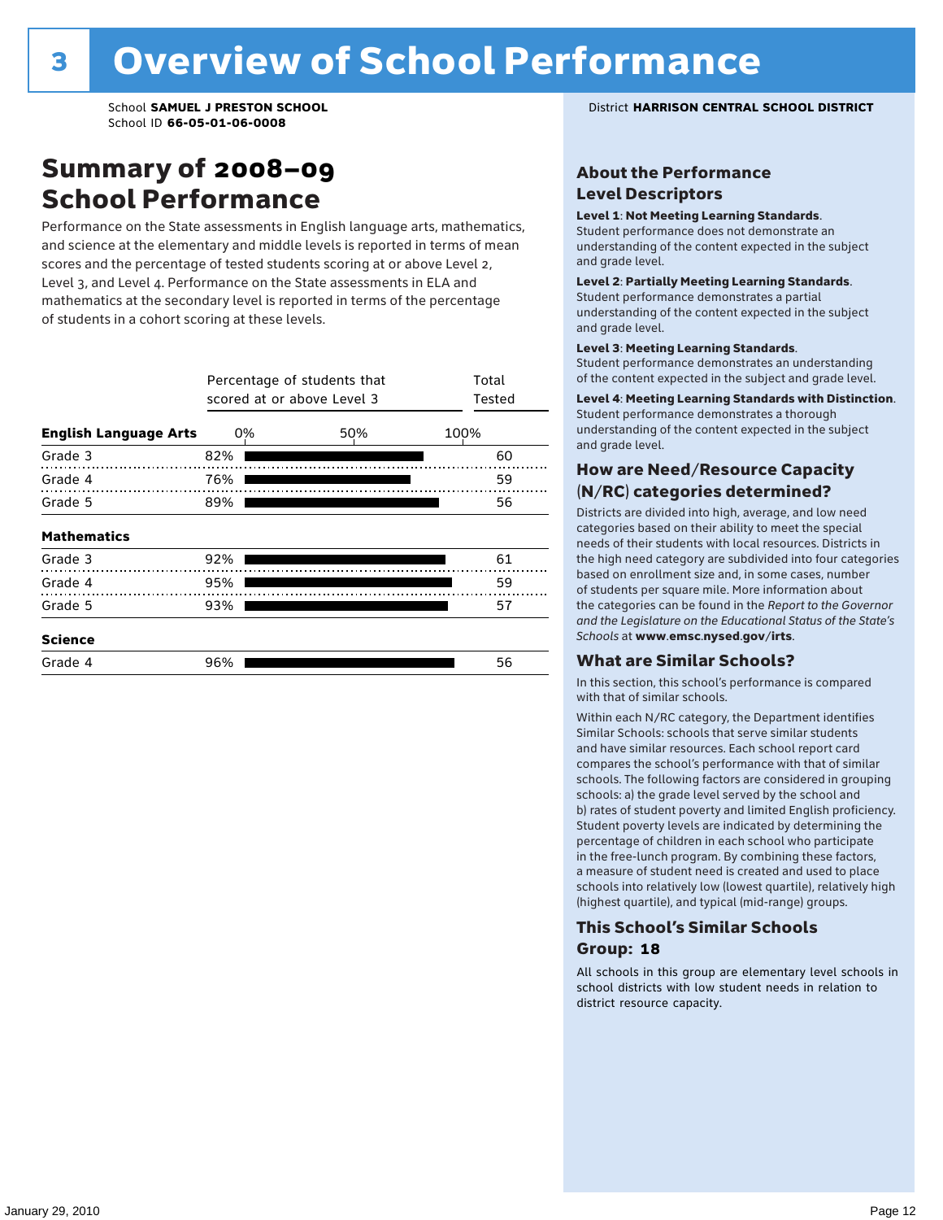# 3 Overview of School Performance

School **SAMUEL J PRESTON SCHOOL**
School ID **66-05-01-06-0008**

District **HARRISON CENTRAL SCHOOL DISTRICT**

## Summary of 2008–09 School Performance

Performance on the State assessments in English language arts, mathematics, and science at the elementary and middle levels is reported in terms of mean scores and the percentage of tested students scoring at or above Level 2, Level 3, and Level 4. Performance on the State assessments in ELA and mathematics at the secondary level is reported in terms of the percentage of students in a cohort scoring at these levels.

| | Percentage of students that scored at or above Level 3 | Total Tested |
|---|---|---|
| **English Language Arts** | | |
| Grade 3 | 82% | 60 |
| Grade 4 | 76% | 59 |
| Grade 5 | 89% | 56 |
| **Mathematics** | | |
| Grade 3 | 92% | 61 |
| Grade 4 | 95% | 59 |
| Grade 5 | 93% | 57 |
| **Science** | | |
| Grade 4 | 96% | 56 |

### About the Performance Level Descriptors

**Level 1**: **Not Meeting Learning Standards**. Student performance does not demonstrate an understanding of the content expected in the subject and grade level.

**Level 2**: **Partially Meeting Learning Standards**. Student performance demonstrates a partial understanding of the content expected in the subject and grade level.

**Level 3**: **Meeting Learning Standards**. Student performance demonstrates an understanding of the content expected in the subject and grade level.

**Level 4**: **Meeting Learning Standards with Distinction**. Student performance demonstrates a thorough understanding of the content expected in the subject and grade level.

### How are Need/Resource Capacity (N/RC) categories determined?

Districts are divided into high, average, and low need categories based on their ability to meet the special needs of their students with local resources. Districts in the high need category are subdivided into four categories based on enrollment size and, in some cases, number of students per square mile. More information about the categories can be found in the *Report to the Governor and the Legislature on the Educational Status of the State's Schools* at **www.emsc.nysed.gov/irts**.

### What are Similar Schools?

In this section, this school's performance is compared with that of similar schools.

Within each N/RC category, the Department identifies Similar Schools: schools that serve similar students and have similar resources. Each school report card compares the school's performance with that of similar schools. The following factors are considered in grouping schools: a) the grade level served by the school and b) rates of student poverty and limited English proficiency. Student poverty levels are indicated by determining the percentage of children in each school who participate in the free-lunch program. By combining these factors, a measure of student need is created and used to place schools into relatively low (lowest quartile), relatively high (highest quartile), and typical (mid-range) groups.

### This School's Similar Schools Group: 18

All schools in this group are elementary level schools in school districts with low student needs in relation to district resource capacity.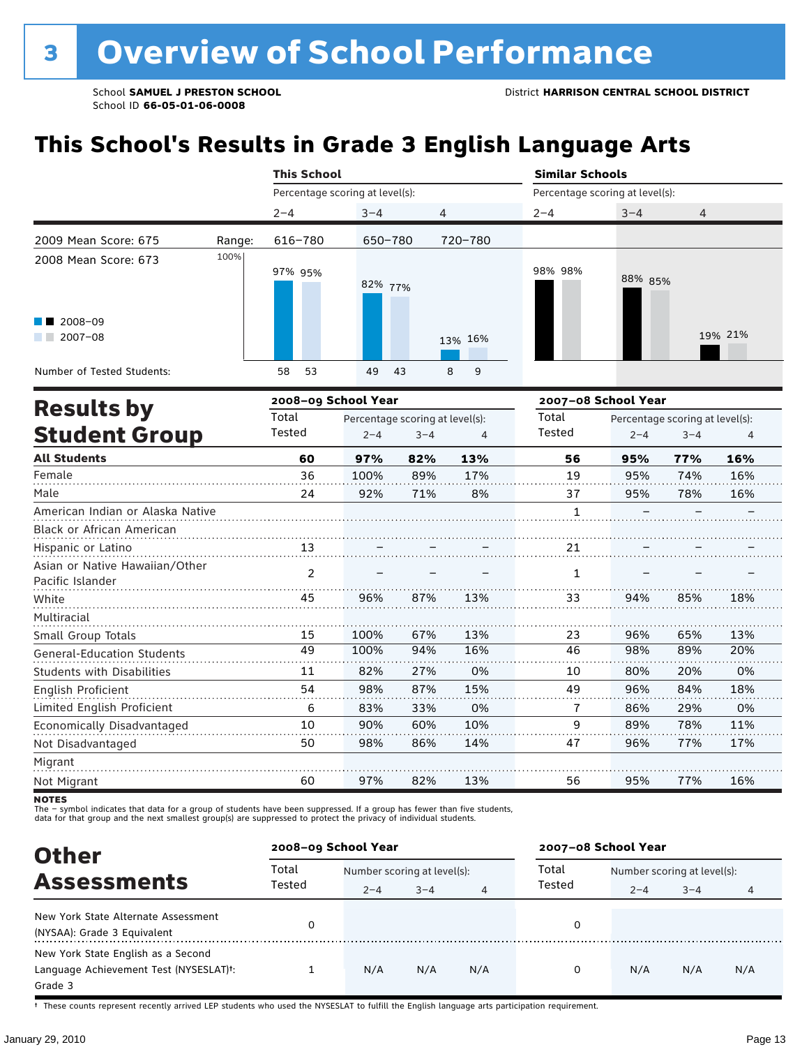# 3 Overview of School Performance

School **SAMUEL J PRESTON SCHOOL**
School ID **66-05-01-06-0008**

District **HARRISON CENTRAL SCHOOL DISTRICT**

## This School's Results in Grade 3 English Language Arts

| | | This School | | | Similar Schools | | |
|---|---|---|---|---|---|---|---|
| | | Percentage scoring at level(s): | | | Percentage scoring at level(s): | | |
| | | 2–4 | 3–4 | 4 | 2–4 | 3–4 | 4 |
| 2009 Mean Score: 675 | Range: | 616–780 | 650–780 | 720–780 | | | |
| 2008 Mean Score: 673 | 2008–09 | 97% | 82% | 13% | 98% | 88% | 19% |
| | 2007–08 | 95% | 77% | 16% | 98% | 85% | 21% |
| Number of Tested Students: | 2008–09 | 58 | 49 | 8 | | | |
| | 2007–08 | 53 | 43 | 9 | | | |

## Results by Student Group

| | 2008–09 School Year | | | | 2007–08 School Year | | | |
|---|---|---|---|---|---|---|---|---|
| | Total Tested | Percentage scoring at level(s): 2–4 | 3–4 | 4 | Total Tested | Percentage scoring at level(s): 2–4 | 3–4 | 4 |
| **All Students** | **60** | **97%** | **82%** | **13%** | **56** | **95%** | **77%** | **16%** |
| Female | 36 | 100% | 89% | 17% | 19 | 95% | 74% | 16% |
| Male | 24 | 92% | 71% | 8% | 37 | 95% | 78% | 16% |
| American Indian or Alaska Native | | | | | 1 | – | – | – |
| Black or African American | | | | | | | | |
| Hispanic or Latino | 13 | – | – | – | 21 | – | – | – |
| Asian or Native Hawaiian/Other Pacific Islander | 2 | – | – | – | 1 | – | – | – |
| White | 45 | 96% | 87% | 13% | 33 | 94% | 85% | 18% |
| Multiracial | | | | | | | | |
| Small Group Totals | 15 | 100% | 67% | 13% | 23 | 96% | 65% | 13% |
| General-Education Students | 49 | 100% | 94% | 16% | 46 | 98% | 89% | 20% |
| Students with Disabilities | 11 | 82% | 27% | 0% | 10 | 80% | 20% | 0% |
| English Proficient | 54 | 98% | 87% | 15% | 49 | 96% | 84% | 18% |
| Limited English Proficient | 6 | 83% | 33% | 0% | 7 | 86% | 29% | 0% |
| Economically Disadvantaged | 10 | 90% | 60% | 10% | 9 | 89% | 78% | 11% |
| Not Disadvantaged | 50 | 98% | 86% | 14% | 47 | 96% | 77% | 17% |
| Migrant | | | | | | | | |
| Not Migrant | 60 | 97% | 82% | 13% | 56 | 95% | 77% | 16% |

**NOTES**
The – symbol indicates that data for a group of students have been suppressed. If a group has fewer than five students, data for that group and the next smallest group(s) are suppressed to protect the privacy of individual students.

## Other Assessments

| | 2008–09 School Year | | | | 2007–08 School Year | | | |
|---|---|---|---|---|---|---|---|---|
| | Total Tested | Number scoring at level(s): 2–4 | 3–4 | 4 | Total Tested | Number scoring at level(s): 2–4 | 3–4 | 4 |
| New York State Alternate Assessment (NYSAA): Grade 3 Equivalent | 0 | | | | 0 | | | |
| New York State English as a Second Language Achievement Test (NYSESLAT)†: Grade 3 | 1 | N/A | N/A | N/A | 0 | N/A | N/A | N/A |

† These counts represent recently arrived LEP students who used the NYSESLAT to fulfill the English language arts participation requirement.

January 29, 2010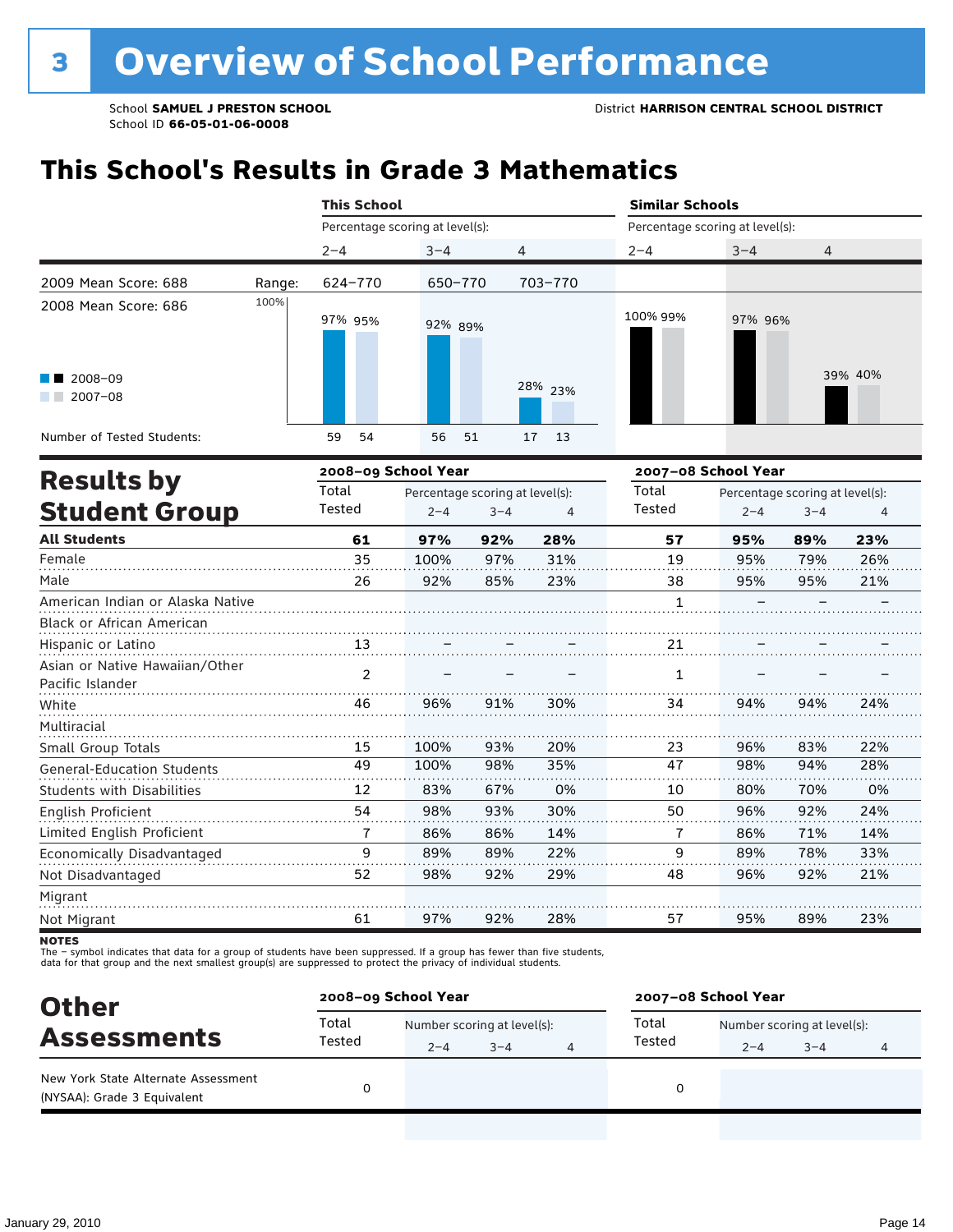# 3 Overview of School Performance

School **SAMUEL J PRESTON SCHOOL**
School ID **66-05-01-06-0008**

District **HARRISON CENTRAL SCHOOL DISTRICT**

## This School's Results in Grade 3 Mathematics

| | This School | | | Similar Schools | | |
|---|---|---|---|---|---|---|
| | Percentage scoring at level(s): | | | Percentage scoring at level(s): | | |
| | 2–4 | 3–4 | 4 | 2–4 | 3–4 | 4 |
| 2009 Mean Score: 688 — Range: | 624–770 | 650–770 | 703–770 | | | |
| 2008 Mean Score: 686 — 2008–09 | 97% | 92% | 28% | 100% | 97% | 39% |
| 2007–08 | 95% | 89% | 23% | 99% | 96% | 40% |
| Number of Tested Students: 2008–09 | 59 | 56 | 17 | | | |
| Number of Tested Students: 2007–08 | 54 | 51 | 13 | | | |

## Results by Student Group

| | 2008–09 School Year | | | | 2007–08 School Year | | | |
|---|---|---|---|---|---|---|---|---|
| | Total Tested | Percentage scoring at level(s): | | | Total Tested | Percentage scoring at level(s): | | |
| | | 2–4 | 3–4 | 4 | | 2–4 | 3–4 | 4 |
| **All Students** | **61** | **97%** | **92%** | **28%** | **57** | **95%** | **89%** | **23%** |
| Female | 35 | 100% | 97% | 31% | 19 | 95% | 79% | 26% |
| Male | 26 | 92% | 85% | 23% | 38 | 95% | 95% | 21% |
| American Indian or Alaska Native | | | | | 1 | – | – | – |
| Black or African American | | | | | | | | |
| Hispanic or Latino | 13 | – | – | – | 21 | – | – | – |
| Asian or Native Hawaiian/Other Pacific Islander | 2 | – | – | – | 1 | – | – | – |
| White | 46 | 96% | 91% | 30% | 34 | 94% | 94% | 24% |
| Multiracial | | | | | | | | |
| Small Group Totals | 15 | 100% | 93% | 20% | 23 | 96% | 83% | 22% |
| General-Education Students | 49 | 100% | 98% | 35% | 47 | 98% | 94% | 28% |
| Students with Disabilities | 12 | 83% | 67% | 0% | 10 | 80% | 70% | 0% |
| English Proficient | 54 | 98% | 93% | 30% | 50 | 96% | 92% | 24% |
| Limited English Proficient | 7 | 86% | 86% | 14% | 7 | 86% | 71% | 14% |
| Economically Disadvantaged | 9 | 89% | 89% | 22% | 9 | 89% | 78% | 33% |
| Not Disadvantaged | 52 | 98% | 92% | 29% | 48 | 96% | 92% | 21% |
| Migrant | | | | | | | | |
| Not Migrant | 61 | 97% | 92% | 28% | 57 | 95% | 89% | 23% |

**NOTES**
The – symbol indicates that data for a group of students have been suppressed. If a group has fewer than five students, data for that group and the next smallest group(s) are suppressed to protect the privacy of individual students.

## Other Assessments

| | 2008–09 School Year | | | | 2007–08 School Year | | | |
|---|---|---|---|---|---|---|---|---|
| | Total Tested | Number scoring at level(s): | | | Total Tested | Number scoring at level(s): | | |
| | | 2–4 | 3–4 | 4 | | 2–4 | 3–4 | 4 |
| New York State Alternate Assessment (NYSAA): Grade 3 Equivalent | 0 | | | | 0 | | | |

January 29, 2010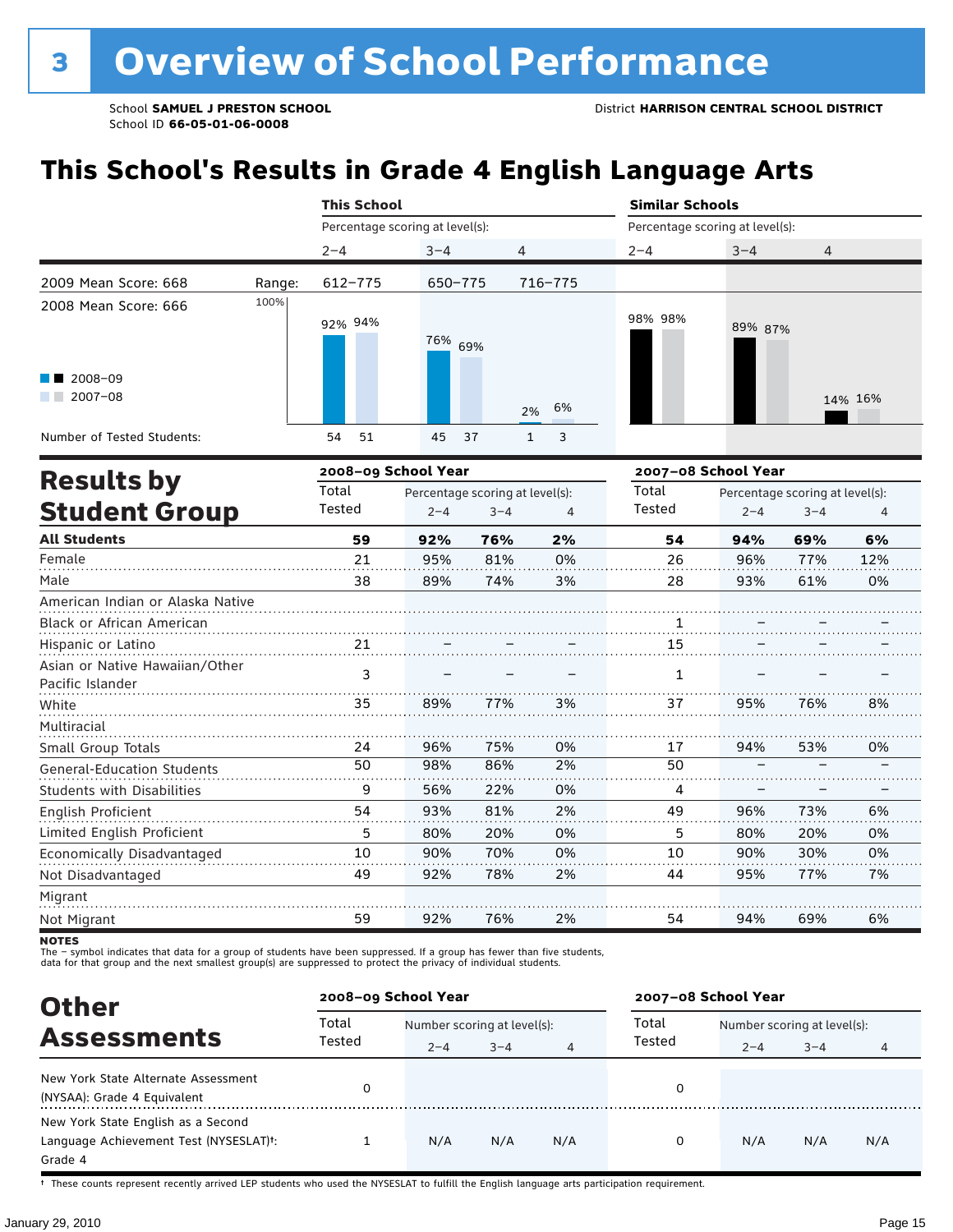# 3 Overview of School Performance

School **SAMUEL J PRESTON SCHOOL**
School ID **66-05-01-06-0008**

District **HARRISON CENTRAL SCHOOL DISTRICT**

## This School's Results in Grade 4 English Language Arts

| | | This School | | | Similar Schools | | |
|---|---|---|---|---|---|---|---|
| | | Percentage scoring at level(s): | | | Percentage scoring at level(s): | | |
| | | 2–4 | 3–4 | 4 | 2–4 | 3–4 | 4 |
| 2009 Mean Score: 668 | Range: | 612–775 | 650–775 | 716–775 | | | |
| 2008 Mean Score: 666 | 2008–09 | 92% | 76% | 2% | 98% | 89% | 14% |
| | 2007–08 | 94% | 69% | 6% | 98% | 87% | 16% |
| Number of Tested Students: | 2008–09 | 54 | 45 | 1 | | | |
| | 2007–08 | 51 | 37 | 3 | | | |

## Results by Student Group

| | 2008–09 School Year | | | | 2007–08 School Year | | | |
|---|---|---|---|---|---|---|---|---|
| | Total Tested | Percentage scoring at level(s): 2–4 | 3–4 | 4 | Total Tested | Percentage scoring at level(s): 2–4 | 3–4 | 4 |
| **All Students** | **59** | **92%** | **76%** | **2%** | **54** | **94%** | **69%** | **6%** |
| Female | 21 | 95% | 81% | 0% | 26 | 96% | 77% | 12% |
| Male | 38 | 89% | 74% | 3% | 28 | 93% | 61% | 0% |
| American Indian or Alaska Native | | | | | | | | |
| Black or African American | | | | | 1 | – | – | – |
| Hispanic or Latino | 21 | – | – | – | 15 | – | – | – |
| Asian or Native Hawaiian/Other Pacific Islander | 3 | – | – | – | 1 | – | – | – |
| White | 35 | 89% | 77% | 3% | 37 | 95% | 76% | 8% |
| Multiracial | | | | | | | | |
| Small Group Totals | 24 | 96% | 75% | 0% | 17 | 94% | 53% | 0% |
| General-Education Students | 50 | 98% | 86% | 2% | 50 | – | – | – |
| Students with Disabilities | 9 | 56% | 22% | 0% | 4 | – | – | – |
| English Proficient | 54 | 93% | 81% | 2% | 49 | 96% | 73% | 6% |
| Limited English Proficient | 5 | 80% | 20% | 0% | 5 | 80% | 20% | 0% |
| Economically Disadvantaged | 10 | 90% | 70% | 0% | 10 | 90% | 30% | 0% |
| Not Disadvantaged | 49 | 92% | 78% | 2% | 44 | 95% | 77% | 7% |
| Migrant | | | | | | | | |
| Not Migrant | 59 | 92% | 76% | 2% | 54 | 94% | 69% | 6% |

**NOTES**
The – symbol indicates that data for a group of students have been suppressed. If a group has fewer than five students, data for that group and the next smallest group(s) are suppressed to protect the privacy of individual students.

## Other Assessments

| | 2008–09 School Year | | | | 2007–08 School Year | | | |
|---|---|---|---|---|---|---|---|---|
| | Total Tested | Number scoring at level(s): 2–4 | 3–4 | 4 | Total Tested | Number scoring at level(s): 2–4 | 3–4 | 4 |
| New York State Alternate Assessment (NYSAA): Grade 4 Equivalent | 0 | | | | 0 | | | |
| New York State English as a Second Language Achievement Test (NYSESLAT)†: Grade 4 | 1 | N/A | N/A | N/A | 0 | N/A | N/A | N/A |

† These counts represent recently arrived LEP students who used the NYSESLAT to fulfill the English language arts participation requirement.

January 29, 2010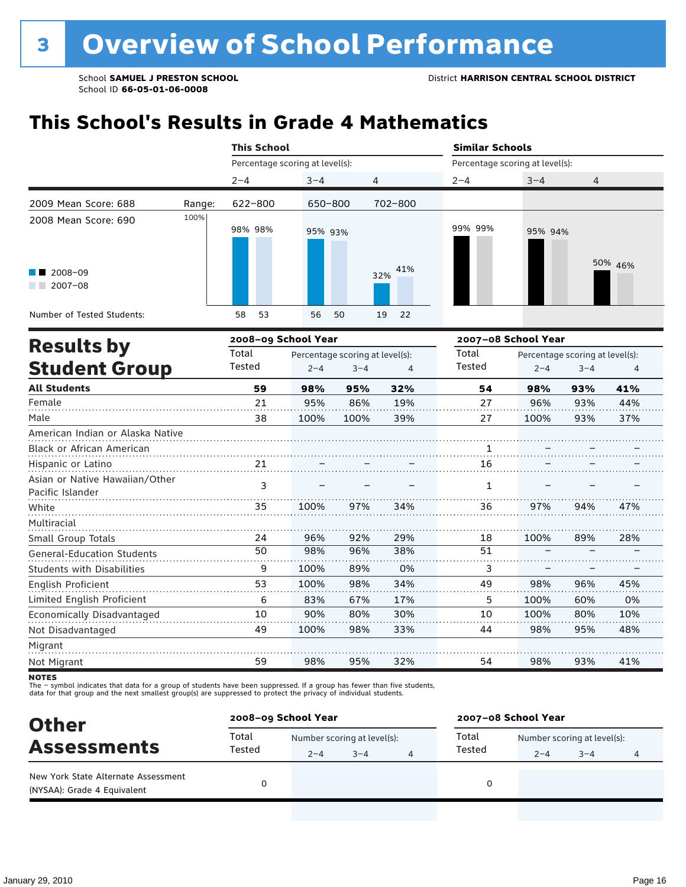# 3 Overview of School Performance

School **SAMUEL J PRESTON SCHOOL**
School ID **66-05-01-06-0008**

District **HARRISON CENTRAL SCHOOL DISTRICT**

## This School's Results in Grade 4 Mathematics

| | | This School | | | Similar Schools | | |
|---|---|---|---|---|---|---|---|
| | | Percentage scoring at level(s): | | | Percentage scoring at level(s): | | |
| | | 2–4 | 3–4 | 4 | 2–4 | 3–4 | 4 |
| 2009 Mean Score: 688 | Range: | 622–800 | 650–800 | 702–800 | | | |
| 2008 Mean Score: 690 | | | | | | | |
| 2008–09 | | 98% | 95% | 32% | 99% | 95% | 50% |
| 2007–08 | | 98% | 93% | 41% | 99% | 94% | 46% |
| Number of Tested Students: 2008–09 | | 58 | 56 | 19 | | | |
| Number of Tested Students: 2007–08 | | 53 | 50 | 22 | | | |

## Results by Student Group

| | 2008–09 School Year | | | | 2007–08 School Year | | | |
|---|---|---|---|---|---|---|---|---|
| | Total Tested | Percentage scoring at level(s): 2–4 | 3–4 | 4 | Total Tested | Percentage scoring at level(s): 2–4 | 3–4 | 4 |
| **All Students** | **59** | **98%** | **95%** | **32%** | **54** | **98%** | **93%** | **41%** |
| Female | 21 | 95% | 86% | 19% | 27 | 96% | 93% | 44% |
| Male | 38 | 100% | 100% | 39% | 27 | 100% | 93% | 37% |
| American Indian or Alaska Native | | | | | | | | |
| Black or African American | | | | | 1 | – | – | – |
| Hispanic or Latino | 21 | – | – | – | 16 | – | – | – |
| Asian or Native Hawaiian/Other Pacific Islander | 3 | – | – | – | 1 | – | – | – |
| White | 35 | 100% | 97% | 34% | 36 | 97% | 94% | 47% |
| Multiracial | | | | | | | | |
| Small Group Totals | 24 | 96% | 92% | 29% | 18 | 100% | 89% | 28% |
| General-Education Students | 50 | 98% | 96% | 38% | 51 | – | – | – |
| Students with Disabilities | 9 | 100% | 89% | 0% | 3 | – | – | – |
| English Proficient | 53 | 100% | 98% | 34% | 49 | 98% | 96% | 45% |
| Limited English Proficient | 6 | 83% | 67% | 17% | 5 | 100% | 60% | 0% |
| Economically Disadvantaged | 10 | 90% | 80% | 30% | 10 | 100% | 80% | 10% |
| Not Disadvantaged | 49 | 100% | 98% | 33% | 44 | 98% | 95% | 48% |
| Migrant | | | | | | | | |
| Not Migrant | 59 | 98% | 95% | 32% | 54 | 98% | 93% | 41% |

**NOTES**
The – symbol indicates that data for a group of students have been suppressed. If a group has fewer than five students, data for that group and the next smallest group(s) are suppressed to protect the privacy of individual students.

## Other Assessments

| | 2008–09 School Year | | | | 2007–08 School Year | | | |
|---|---|---|---|---|---|---|---|---|
| | Total Tested | Number scoring at level(s): 2–4 | 3–4 | 4 | Total Tested | Number scoring at level(s): 2–4 | 3–4 | 4 |
| New York State Alternate Assessment (NYSAA): Grade 4 Equivalent | 0 | | | | 0 | | | |

January 29, 2010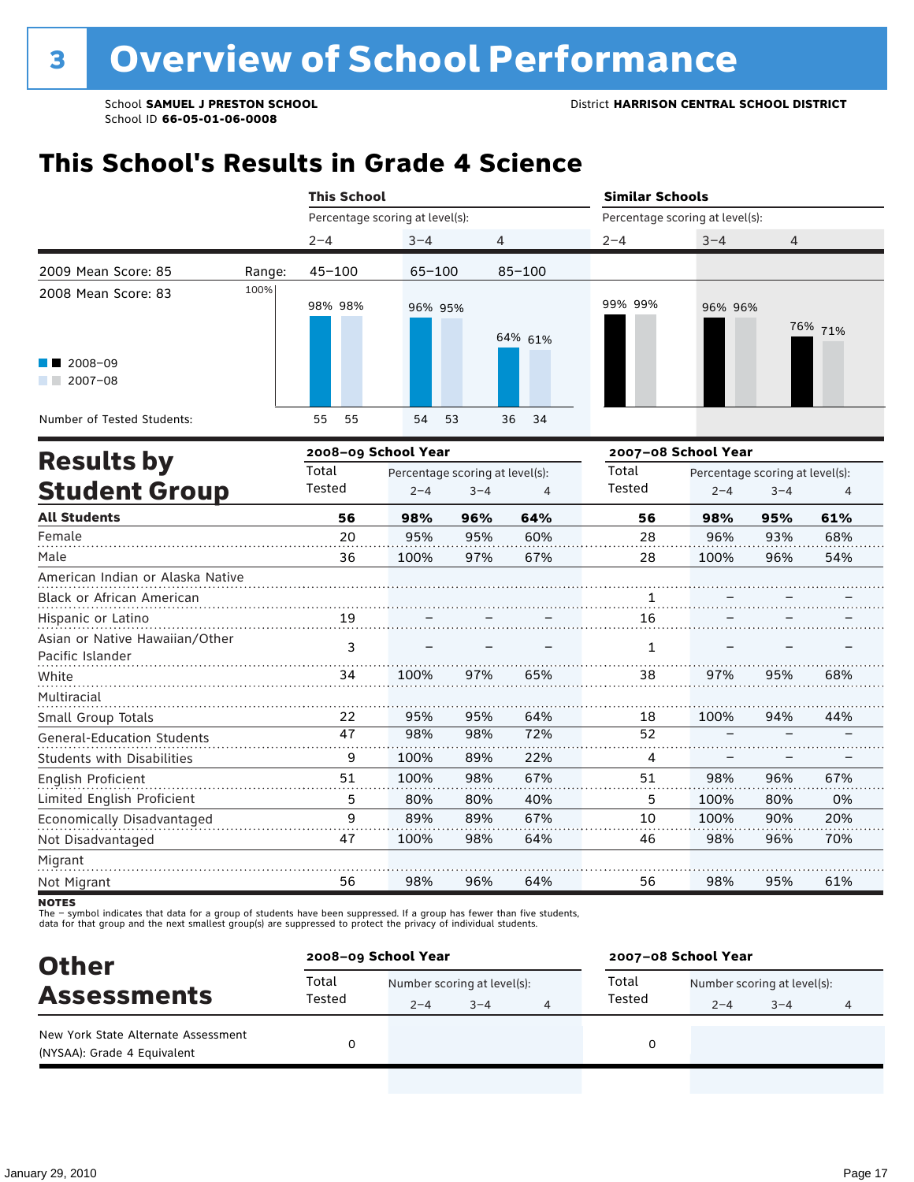# 3 Overview of School Performance

School **SAMUEL J PRESTON SCHOOL**
School ID **66-05-01-06-0008**

District **HARRISON CENTRAL SCHOOL DISTRICT**

## This School's Results in Grade 4 Science

| | | This School | | | Similar Schools | | |
|---|---|---|---|---|---|---|---|
| | | Percentage scoring at level(s): | | | Percentage scoring at level(s): | | |
| | | 2–4 | 3–4 | 4 | 2–4 | 3–4 | 4 |
| 2009 Mean Score: 85 | Range: | 45–100 | 65–100 | 85–100 | | | |
| 2008 Mean Score: 83 | | | | | | | |
| 2008–09 | | 98% | 96% | 64% | 99% | 96% | 76% |
| 2007–08 | | 98% | 95% | 61% | 99% | 96% | 71% |
| Number of Tested Students: 2008–09 | | 55 | 54 | 36 | | | |
| Number of Tested Students: 2007–08 | | 55 | 53 | 34 | | | |

## Results by Student Group

| | 2008–09 School Year | | | | 2007–08 School Year | | | |
|---|---|---|---|---|---|---|---|---|
| | Total Tested | Percentage scoring at level(s): 2–4 | 3–4 | 4 | Total Tested | Percentage scoring at level(s): 2–4 | 3–4 | 4 |
| **All Students** | **56** | **98%** | **96%** | **64%** | **56** | **98%** | **95%** | **61%** |
| Female | 20 | 95% | 95% | 60% | 28 | 96% | 93% | 68% |
| Male | 36 | 100% | 97% | 67% | 28 | 100% | 96% | 54% |
| American Indian or Alaska Native | | | | | | | | |
| Black or African American | | | | | 1 | – | – | – |
| Hispanic or Latino | 19 | – | – | – | 16 | – | – | – |
| Asian or Native Hawaiian/Other Pacific Islander | 3 | – | – | – | 1 | – | – | – |
| White | 34 | 100% | 97% | 65% | 38 | 97% | 95% | 68% |
| Multiracial | | | | | | | | |
| Small Group Totals | 22 | 95% | 95% | 64% | 18 | 100% | 94% | 44% |
| General-Education Students | 47 | 98% | 98% | 72% | 52 | – | – | – |
| Students with Disabilities | 9 | 100% | 89% | 22% | 4 | – | – | – |
| English Proficient | 51 | 100% | 98% | 67% | 51 | 98% | 96% | 67% |
| Limited English Proficient | 5 | 80% | 80% | 40% | 5 | 100% | 80% | 0% |
| Economically Disadvantaged | 9 | 89% | 89% | 67% | 10 | 100% | 90% | 20% |
| Not Disadvantaged | 47 | 100% | 98% | 64% | 46 | 98% | 96% | 70% |
| Migrant | | | | | | | | |
| Not Migrant | 56 | 98% | 96% | 64% | 56 | 98% | 95% | 61% |

**NOTES**
The – symbol indicates that data for a group of students have been suppressed. If a group has fewer than five students, data for that group and the next smallest group(s) are suppressed to protect the privacy of individual students.

## Other Assessments

| | 2008–09 School Year | | | | 2007–08 School Year | | | |
|---|---|---|---|---|---|---|---|---|
| | Total Tested | Number scoring at level(s): 2–4 | 3–4 | 4 | Total Tested | Number scoring at level(s): 2–4 | 3–4 | 4 |
| New York State Alternate Assessment (NYSAA): Grade 4 Equivalent | 0 | | | | 0 | | | |

January 29, 2010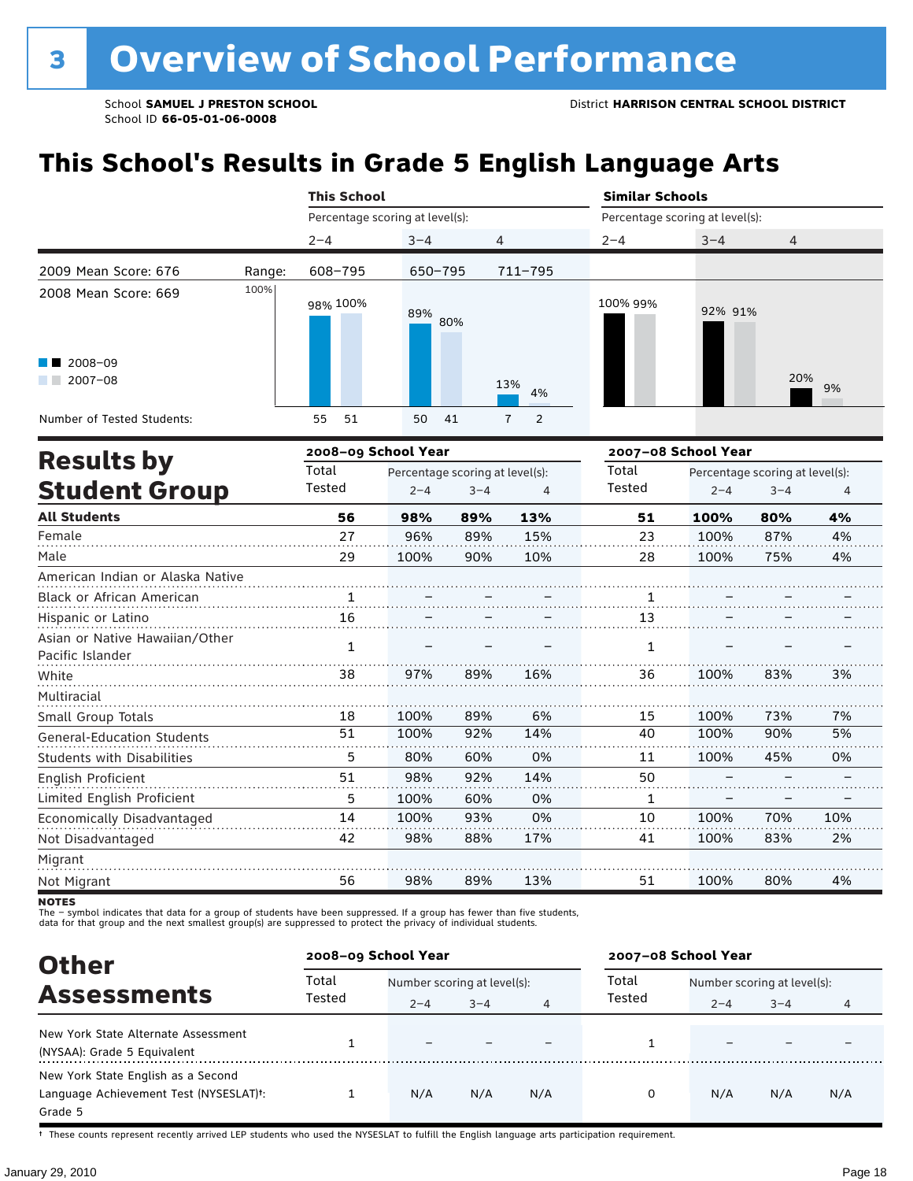# 3 Overview of School Performance

School **SAMUEL J PRESTON SCHOOL**
School ID **66-05-01-06-0008**

District **HARRISON CENTRAL SCHOOL DISTRICT**

## This School's Results in Grade 5 English Language Arts

| | This School | | | Similar Schools | | |
|---|---|---|---|---|---|---|
| | Percentage scoring at level(s): | | | Percentage scoring at level(s): | | |
| | 2–4 | 3–4 | 4 | 2–4 | 3–4 | 4 |
| 2009 Mean Score: 676 — Range: | 608–795 | 650–795 | 711–795 | | | |
| 2008 Mean Score: 669 | | | | | | |
| 2008–09 | 98% | 89% | 13% | 100% | 92% | 20% |
| 2007–08 | 100% | 80% | 4% | 99% | 91% | 9% |
| Number of Tested Students (2008–09) | 55 | 50 | 7 | | | |
| Number of Tested Students (2007–08) | 51 | 41 | 2 | | | |

## Results by Student Group

| | 2008–09 School Year | | | | 2007–08 School Year | | | |
|---|---|---|---|---|---|---|---|---|
| | Total Tested | Percentage scoring at level(s): 2–4 | 3–4 | 4 | Total Tested | Percentage scoring at level(s): 2–4 | 3–4 | 4 |
| **All Students** | **56** | **98%** | **89%** | **13%** | **51** | **100%** | **80%** | **4%** |
| Female | 27 | 96% | 89% | 15% | 23 | 100% | 87% | 4% |
| Male | 29 | 100% | 90% | 10% | 28 | 100% | 75% | 4% |
| American Indian or Alaska Native | | | | | | | | |
| Black or African American | 1 | – | – | – | 1 | – | – | – |
| Hispanic or Latino | 16 | – | – | – | 13 | – | – | – |
| Asian or Native Hawaiian/Other Pacific Islander | 1 | – | – | – | 1 | – | – | – |
| White | 38 | 97% | 89% | 16% | 36 | 100% | 83% | 3% |
| Multiracial | | | | | | | | |
| Small Group Totals | 18 | 100% | 89% | 6% | 15 | 100% | 73% | 7% |
| General-Education Students | 51 | 100% | 92% | 14% | 40 | 100% | 90% | 5% |
| Students with Disabilities | 5 | 80% | 60% | 0% | 11 | 100% | 45% | 0% |
| English Proficient | 51 | 98% | 92% | 14% | 50 | – | – | – |
| Limited English Proficient | 5 | 100% | 60% | 0% | 1 | – | – | – |
| Economically Disadvantaged | 14 | 100% | 93% | 0% | 10 | 100% | 70% | 10% |
| Not Disadvantaged | 42 | 98% | 88% | 17% | 41 | 100% | 83% | 2% |
| Migrant | | | | | | | | |
| Not Migrant | 56 | 98% | 89% | 13% | 51 | 100% | 80% | 4% |

**NOTES**
The – symbol indicates that data for a group of students have been suppressed. If a group has fewer than five students, data for that group and the next smallest group(s) are suppressed to protect the privacy of individual students.

## Other Assessments

| | 2008–09 School Year | | | | 2007–08 School Year | | | |
|---|---|---|---|---|---|---|---|---|
| | Total Tested | Number scoring at level(s): 2–4 | 3–4 | 4 | Total Tested | Number scoring at level(s): 2–4 | 3–4 | 4 |
| New York State Alternate Assessment (NYSAA): Grade 5 Equivalent | 1 | – | – | – | 1 | – | – | – |
| New York State English as a Second Language Achievement Test (NYSESLAT)†: Grade 5 | 1 | N/A | N/A | N/A | 0 | N/A | N/A | N/A |

† These counts represent recently arrived LEP students who used the NYSESLAT to fulfill the English language arts participation requirement.

January 29, 2010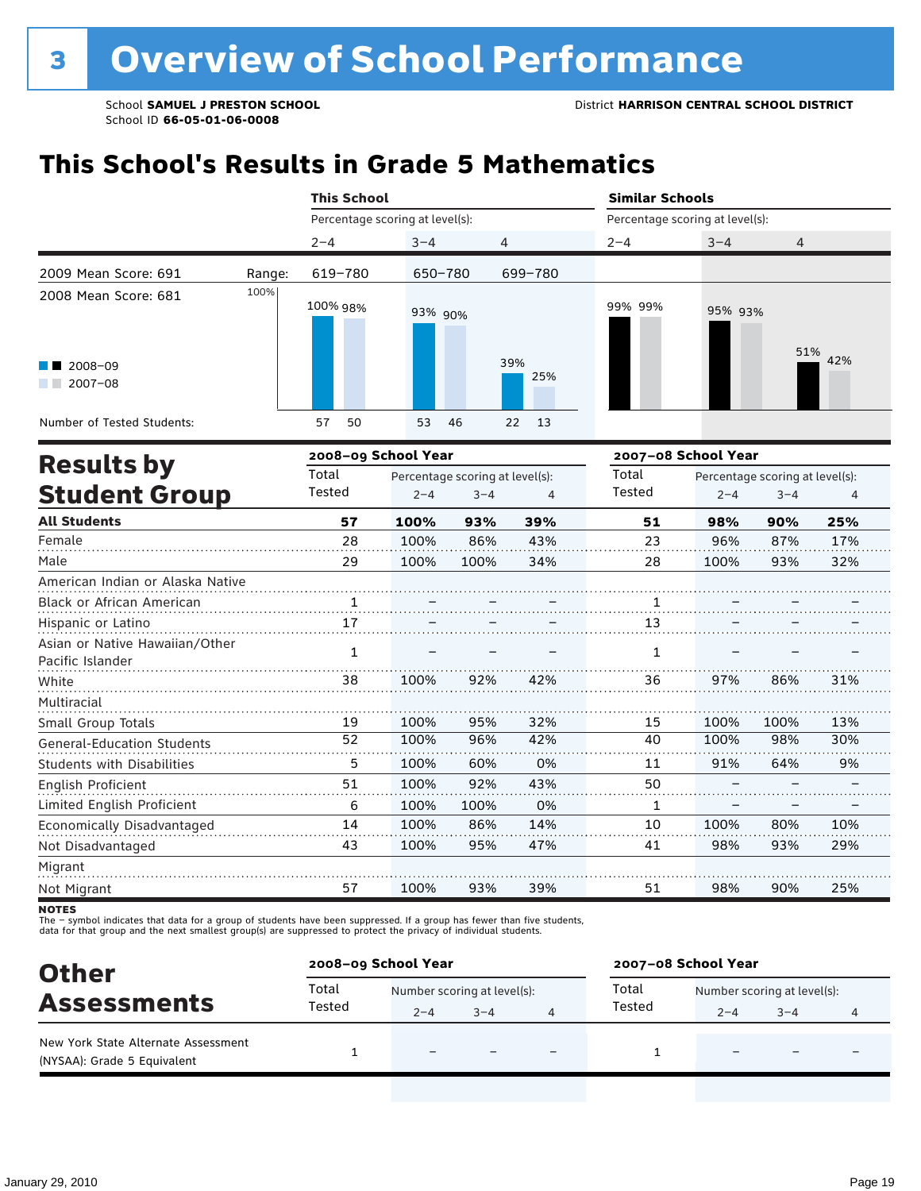# 3 Overview of School Performance

School **SAMUEL J PRESTON SCHOOL**
School ID **66-05-01-06-0008**

District **HARRISON CENTRAL SCHOOL DISTRICT**

## This School's Results in Grade 5 Mathematics

This School — Percentage scoring at level(s):

Similar Schools — Percentage scoring at level(s):

2–4 3–4 4

2009 Mean Score: 691 Range: 619–780 650–780 699–780

2008 Mean Score: 681

100%

■ 2008–09
■ 2007–08

This School: 100% 98% | 93% 90% | 39% 25%

Similar Schools: 99% 99% | 95% 93% | 51% 42%

Number of Tested Students: 57 50 | 53 46 | 22 13

## Results by Student Group

| | 2008–09 School Year | | | | 2007–08 School Year | | | |
|---|---|---|---|---|---|---|---|---|
| | Total Tested | Percentage scoring at level(s): 2–4 | 3–4 | 4 | Total Tested | Percentage scoring at level(s): 2–4 | 3–4 | 4 |
| **All Students** | **57** | **100%** | **93%** | **39%** | **51** | **98%** | **90%** | **25%** |
| Female | 28 | 100% | 86% | 43% | 23 | 96% | 87% | 17% |
| Male | 29 | 100% | 100% | 34% | 28 | 100% | 93% | 32% |
| American Indian or Alaska Native | | | | | | | | |
| Black or African American | 1 | – | – | – | 1 | – | – | – |
| Hispanic or Latino | 17 | – | – | – | 13 | – | – | – |
| Asian or Native Hawaiian/Other Pacific Islander | 1 | – | – | – | 1 | – | – | – |
| White | 38 | 100% | 92% | 42% | 36 | 97% | 86% | 31% |
| Multiracial | | | | | | | | |
| Small Group Totals | 19 | 100% | 95% | 32% | 15 | 100% | 100% | 13% |
| General-Education Students | 52 | 100% | 96% | 42% | 40 | 100% | 98% | 30% |
| Students with Disabilities | 5 | 100% | 60% | 0% | 11 | 91% | 64% | 9% |
| English Proficient | 51 | 100% | 92% | 43% | 50 | – | – | – |
| Limited English Proficient | 6 | 100% | 100% | 0% | 1 | – | – | – |
| Economically Disadvantaged | 14 | 100% | 86% | 14% | 10 | 100% | 80% | 10% |
| Not Disadvantaged | 43 | 100% | 95% | 47% | 41 | 98% | 93% | 29% |
| Migrant | | | | | | | | |
| Not Migrant | 57 | 100% | 93% | 39% | 51 | 98% | 90% | 25% |

**NOTES**
The – symbol indicates that data for a group of students have been suppressed. If a group has fewer than five students, data for that group and the next smallest group(s) are suppressed to protect the privacy of individual students.

## Other Assessments

| | 2008–09 School Year | | | | 2007–08 School Year | | | |
|---|---|---|---|---|---|---|---|---|
| | Total Tested | Number scoring at level(s): 2–4 | 3–4 | 4 | Total Tested | Number scoring at level(s): 2–4 | 3–4 | 4 |
| New York State Alternate Assessment (NYSAA): Grade 5 Equivalent | 1 | – | – | – | 1 | – | – | – |

January 29, 2010